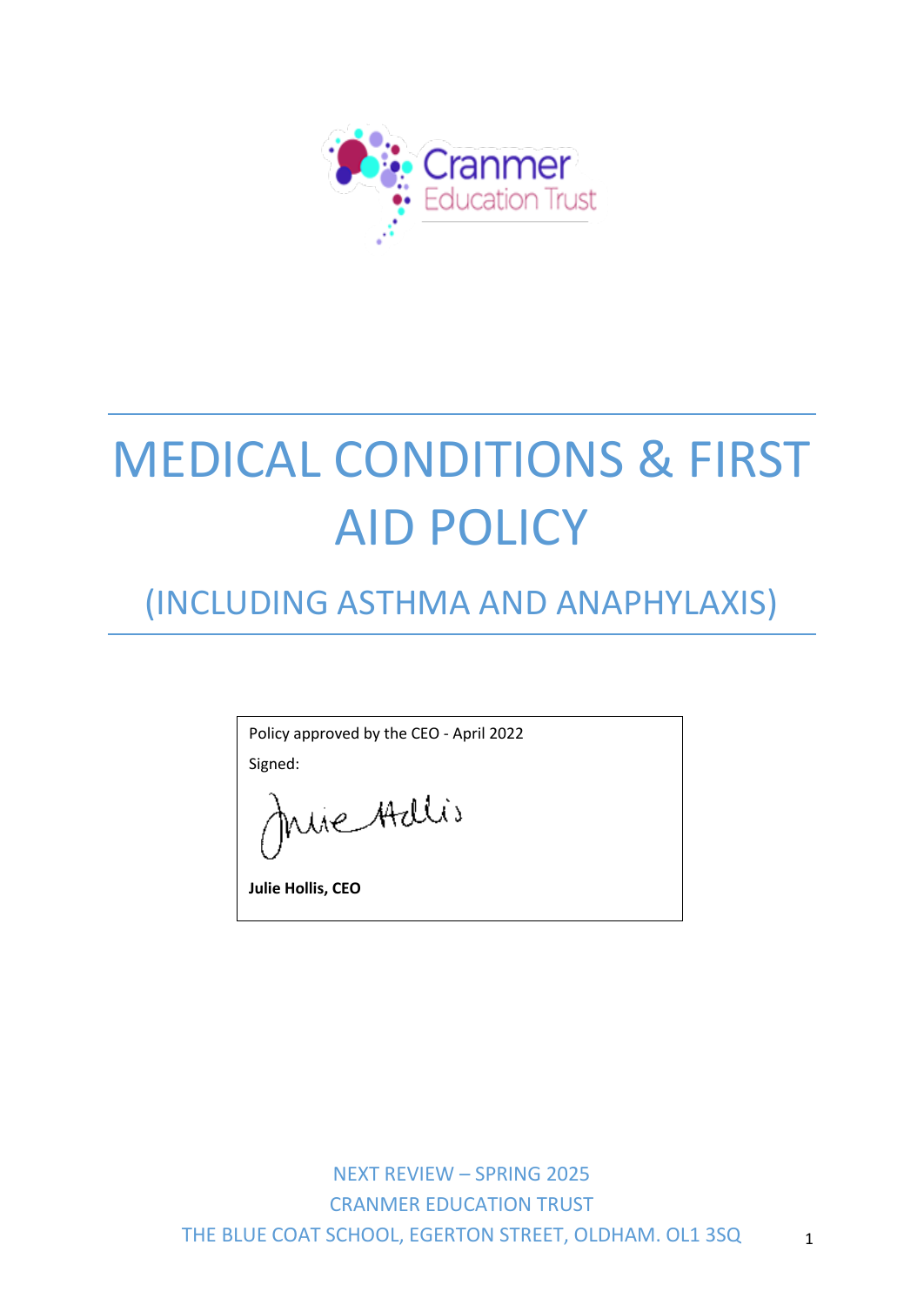Cranmer Education Trust

# MEDICAL CONDITIONS & FIRST AID POLICY

## (INCLUDING ASTHMA AND ANAPHYLAXIS)

Policy approved by the CEO - April 2022

Signed:

**Julie Hollis, CEO**

NEXT REVIEW – SPRING 2025

CRANMER EDUCATION TRUST

THE BLUE COAT SCHOOL, EGERTON STREET, OLDHAM. OL1 3SQ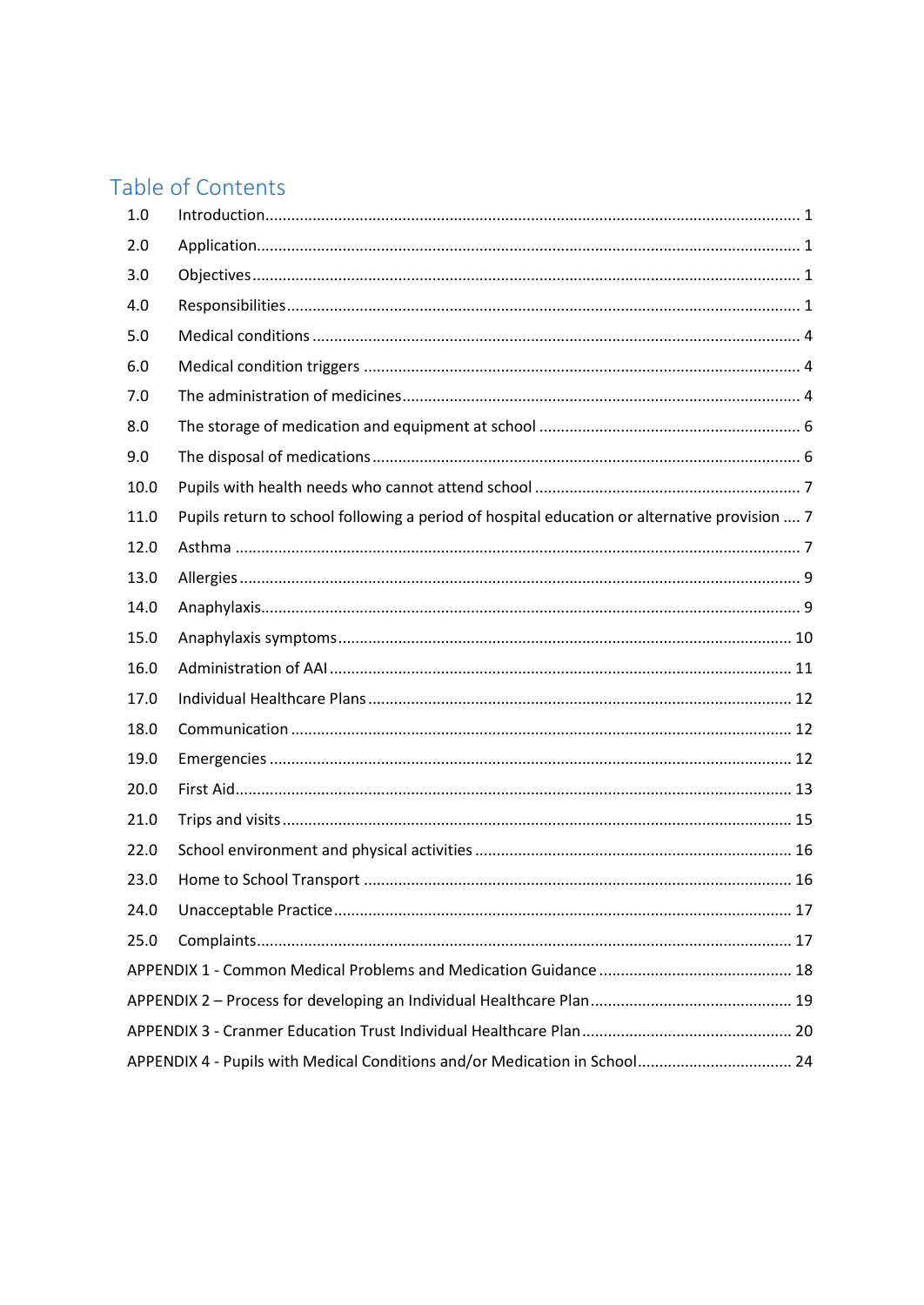# Table of Contents

| | | |
|---|---|---|
| 1.0 | Introduction | 1 |
| 2.0 | Application | 1 |
| 3.0 | Objectives | 1 |
| 4.0 | Responsibilities | 1 |
| 5.0 | Medical conditions | 4 |
| 6.0 | Medical condition triggers | 4 |
| 7.0 | The administration of medicines | 4 |
| 8.0 | The storage of medication and equipment at school | 6 |
| 9.0 | The disposal of medications | 6 |
| 10.0 | Pupils with health needs who cannot attend school | 7 |
| 11.0 | Pupils return to school following a period of hospital education or alternative provision | 7 |
| 12.0 | Asthma | 7 |
| 13.0 | Allergies | 9 |
| 14.0 | Anaphylaxis | 9 |
| 15.0 | Anaphylaxis symptoms | 10 |
| 16.0 | Administration of AAI | 11 |
| 17.0 | Individual Healthcare Plans | 12 |
| 18.0 | Communication | 12 |
| 19.0 | Emergencies | 12 |
| 20.0 | First Aid | 13 |
| 21.0 | Trips and visits | 15 |
| 22.0 | School environment and physical activities | 16 |
| 23.0 | Home to School Transport | 16 |
| 24.0 | Unacceptable Practice | 17 |
| 25.0 | Complaints | 17 |
| | APPENDIX 1 - Common Medical Problems and Medication Guidance | 18 |
| | APPENDIX 2 – Process for developing an Individual Healthcare Plan | 19 |
| | APPENDIX 3 - Cranmer Education Trust Individual Healthcare Plan | 20 |
| | APPENDIX 4 - Pupils with Medical Conditions and/or Medication in School | 24 |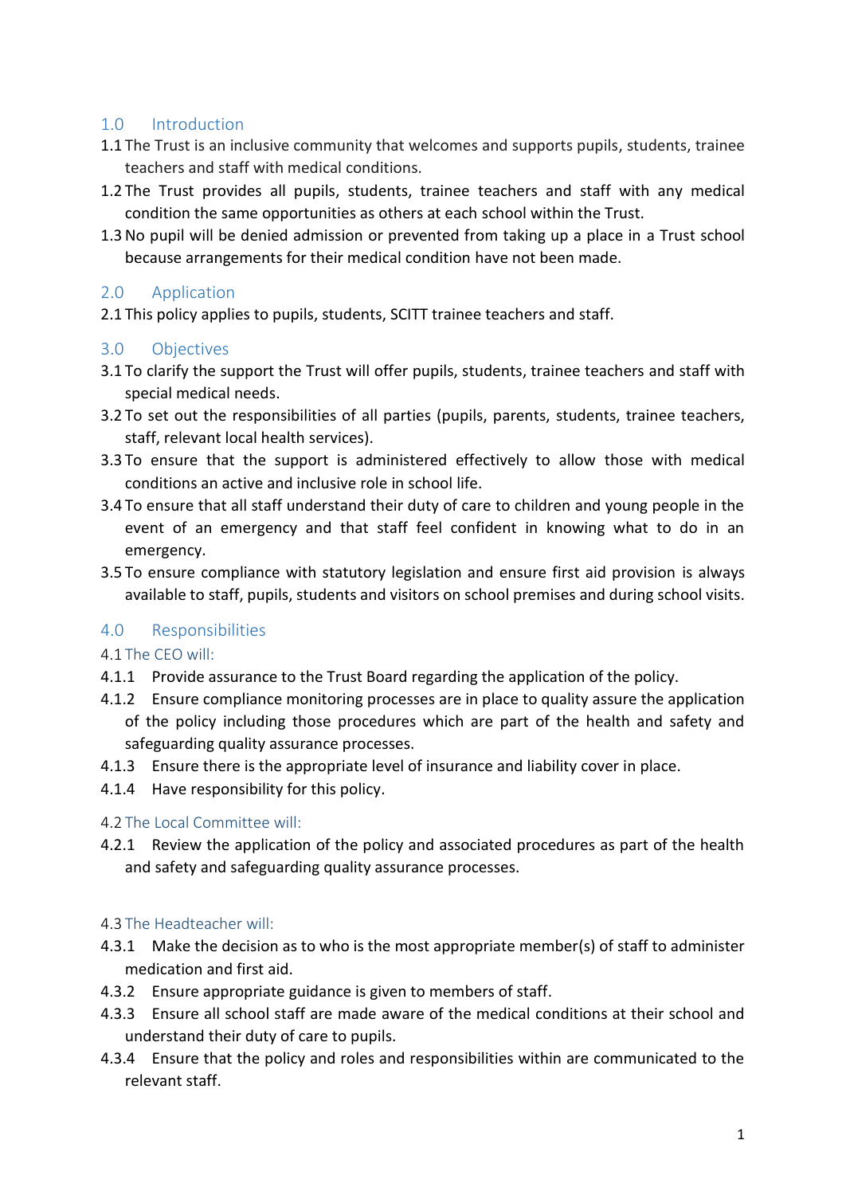## 1.0 Introduction

1.1 The Trust is an inclusive community that welcomes and supports pupils, students, trainee teachers and staff with medical conditions.

1.2 The Trust provides all pupils, students, trainee teachers and staff with any medical condition the same opportunities as others at each school within the Trust.

1.3 No pupil will be denied admission or prevented from taking up a place in a Trust school because arrangements for their medical condition have not been made.

## 2.0 Application

2.1 This policy applies to pupils, students, SCITT trainee teachers and staff.

## 3.0 Objectives

3.1 To clarify the support the Trust will offer pupils, students, trainee teachers and staff with special medical needs.

3.2 To set out the responsibilities of all parties (pupils, parents, students, trainee teachers, staff, relevant local health services).

3.3 To ensure that the support is administered effectively to allow those with medical conditions an active and inclusive role in school life.

3.4 To ensure that all staff understand their duty of care to children and young people in the event of an emergency and that staff feel confident in knowing what to do in an emergency.

3.5 To ensure compliance with statutory legislation and ensure first aid provision is always available to staff, pupils, students and visitors on school premises and during school visits.

## 4.0 Responsibilities

### 4.1 The CEO will:

4.1.1 Provide assurance to the Trust Board regarding the application of the policy.

4.1.2 Ensure compliance monitoring processes are in place to quality assure the application of the policy including those procedures which are part of the health and safety and safeguarding quality assurance processes.

4.1.3 Ensure there is the appropriate level of insurance and liability cover in place.

4.1.4 Have responsibility for this policy.

### 4.2 The Local Committee will:

4.2.1 Review the application of the policy and associated procedures as part of the health and safety and safeguarding quality assurance processes.

### 4.3 The Headteacher will:

4.3.1 Make the decision as to who is the most appropriate member(s) of staff to administer medication and first aid.

4.3.2 Ensure appropriate guidance is given to members of staff.

4.3.3 Ensure all school staff are made aware of the medical conditions at their school and understand their duty of care to pupils.

4.3.4 Ensure that the policy and roles and responsibilities within are communicated to the relevant staff.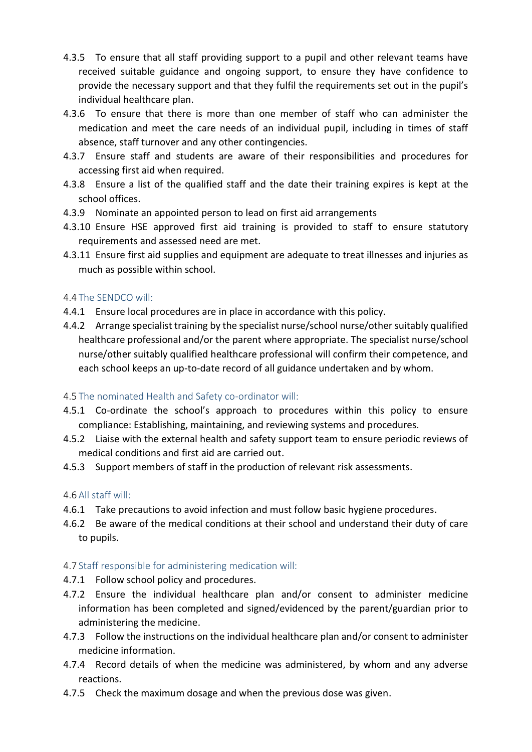4.3.5 To ensure that all staff providing support to a pupil and other relevant teams have received suitable guidance and ongoing support, to ensure they have confidence to provide the necessary support and that they fulfil the requirements set out in the pupil's individual healthcare plan.

4.3.6 To ensure that there is more than one member of staff who can administer the medication and meet the care needs of an individual pupil, including in times of staff absence, staff turnover and any other contingencies.

4.3.7 Ensure staff and students are aware of their responsibilities and procedures for accessing first aid when required.

4.3.8 Ensure a list of the qualified staff and the date their training expires is kept at the school offices.

4.3.9 Nominate an appointed person to lead on first aid arrangements

4.3.10 Ensure HSE approved first aid training is provided to staff to ensure statutory requirements and assessed need are met.

4.3.11 Ensure first aid supplies and equipment are adequate to treat illnesses and injuries as much as possible within school.

### 4.4 The SENDCO will:

4.4.1 Ensure local procedures are in place in accordance with this policy.

4.4.2 Arrange specialist training by the specialist nurse/school nurse/other suitably qualified healthcare professional and/or the parent where appropriate. The specialist nurse/school nurse/other suitably qualified healthcare professional will confirm their competence, and each school keeps an up-to-date record of all guidance undertaken and by whom.

### 4.5 The nominated Health and Safety co-ordinator will:

4.5.1 Co-ordinate the school's approach to procedures within this policy to ensure compliance: Establishing, maintaining, and reviewing systems and procedures.

4.5.2 Liaise with the external health and safety support team to ensure periodic reviews of medical conditions and first aid are carried out.

4.5.3 Support members of staff in the production of relevant risk assessments.

### 4.6 All staff will:

4.6.1 Take precautions to avoid infection and must follow basic hygiene procedures.

4.6.2 Be aware of the medical conditions at their school and understand their duty of care to pupils.

### 4.7 Staff responsible for administering medication will:

4.7.1 Follow school policy and procedures.

4.7.2 Ensure the individual healthcare plan and/or consent to administer medicine information has been completed and signed/evidenced by the parent/guardian prior to administering the medicine.

4.7.3 Follow the instructions on the individual healthcare plan and/or consent to administer medicine information.

4.7.4 Record details of when the medicine was administered, by whom and any adverse reactions.

4.7.5 Check the maximum dosage and when the previous dose was given.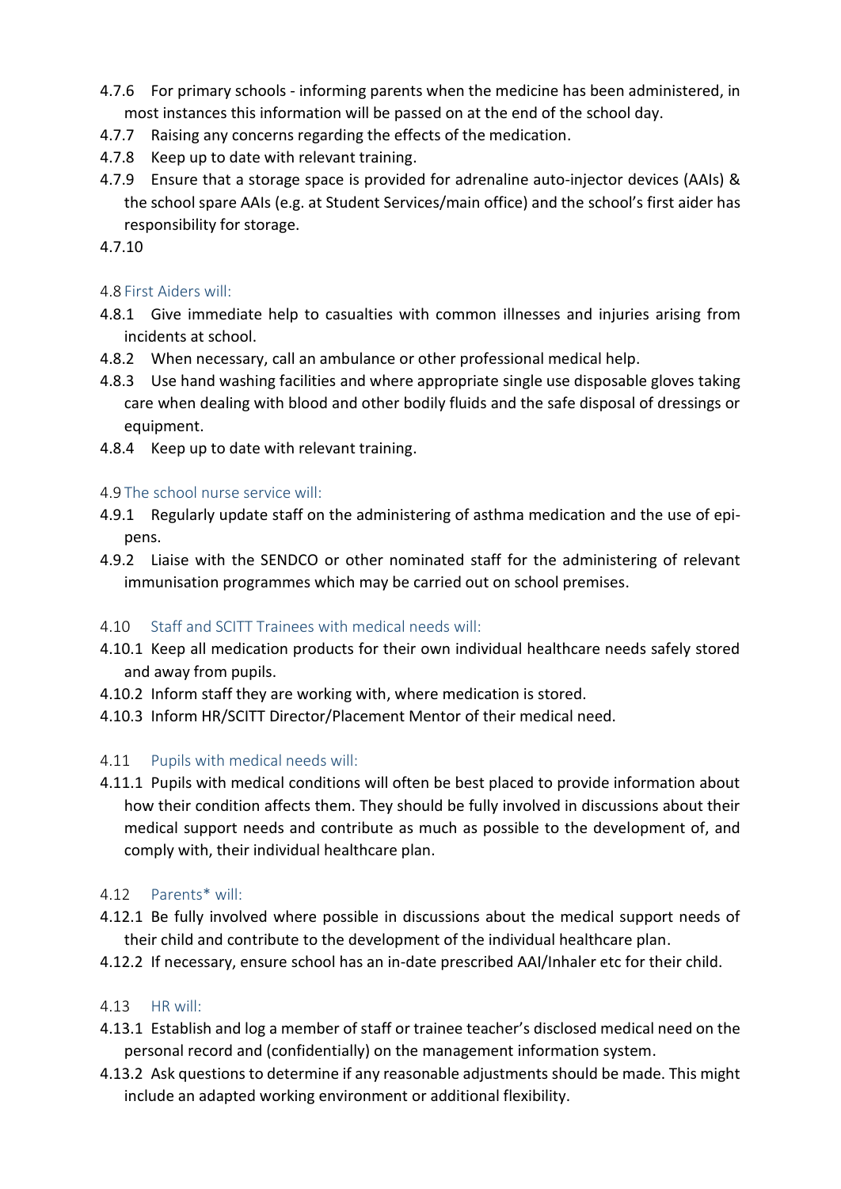4.7.6 For primary schools - informing parents when the medicine has been administered, in most instances this information will be passed on at the end of the school day.

4.7.7 Raising any concerns regarding the effects of the medication.

4.7.8 Keep up to date with relevant training.

4.7.9 Ensure that a storage space is provided for adrenaline auto-injector devices (AAIs) & the school spare AAIs (e.g. at Student Services/main office) and the school's first aider has responsibility for storage.

4.7.10

### 4.8 First Aiders will:

4.8.1 Give immediate help to casualties with common illnesses and injuries arising from incidents at school.

4.8.2 When necessary, call an ambulance or other professional medical help.

4.8.3 Use hand washing facilities and where appropriate single use disposable gloves taking care when dealing with blood and other bodily fluids and the safe disposal of dressings or equipment.

4.8.4 Keep up to date with relevant training.

### 4.9 The school nurse service will:

4.9.1 Regularly update staff on the administering of asthma medication and the use of epi-pens.

4.9.2 Liaise with the SENDCO or other nominated staff for the administering of relevant immunisation programmes which may be carried out on school premises.

### 4.10 Staff and SCITT Trainees with medical needs will:

4.10.1 Keep all medication products for their own individual healthcare needs safely stored and away from pupils.

4.10.2 Inform staff they are working with, where medication is stored.

4.10.3 Inform HR/SCITT Director/Placement Mentor of their medical need.

### 4.11 Pupils with medical needs will:

4.11.1 Pupils with medical conditions will often be best placed to provide information about how their condition affects them. They should be fully involved in discussions about their medical support needs and contribute as much as possible to the development of, and comply with, their individual healthcare plan.

### 4.12 Parents* will:

4.12.1 Be fully involved where possible in discussions about the medical support needs of their child and contribute to the development of the individual healthcare plan.

4.12.2 If necessary, ensure school has an in-date prescribed AAI/Inhaler etc for their child.

### 4.13 HR will:

4.13.1 Establish and log a member of staff or trainee teacher's disclosed medical need on the personal record and (confidentially) on the management information system.

4.13.2 Ask questions to determine if any reasonable adjustments should be made. This might include an adapted working environment or additional flexibility.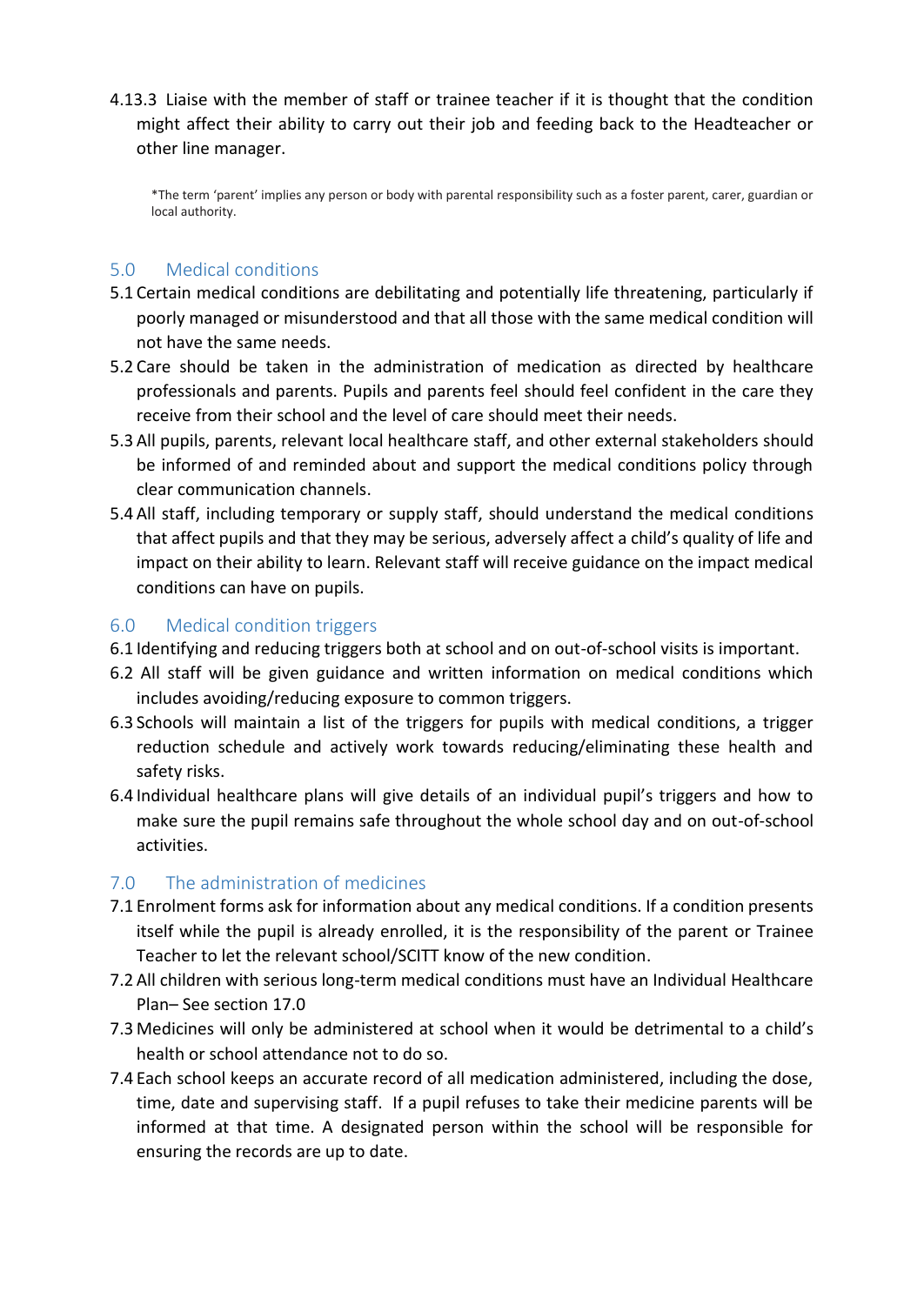4.13.3 Liaise with the member of staff or trainee teacher if it is thought that the condition might affect their ability to carry out their job and feeding back to the Headteacher or other line manager.

*The term 'parent' implies any person or body with parental responsibility such as a foster parent, carer, guardian or local authority.

## 5.0 Medical conditions

5.1 Certain medical conditions are debilitating and potentially life threatening, particularly if poorly managed or misunderstood and that all those with the same medical condition will not have the same needs.

5.2 Care should be taken in the administration of medication as directed by healthcare professionals and parents. Pupils and parents feel should feel confident in the care they receive from their school and the level of care should meet their needs.

5.3 All pupils, parents, relevant local healthcare staff, and other external stakeholders should be informed of and reminded about and support the medical conditions policy through clear communication channels.

5.4 All staff, including temporary or supply staff, should understand the medical conditions that affect pupils and that they may be serious, adversely affect a child's quality of life and impact on their ability to learn. Relevant staff will receive guidance on the impact medical conditions can have on pupils.

## 6.0 Medical condition triggers

6.1 Identifying and reducing triggers both at school and on out-of-school visits is important.

6.2 All staff will be given guidance and written information on medical conditions which includes avoiding/reducing exposure to common triggers.

6.3 Schools will maintain a list of the triggers for pupils with medical conditions, a trigger reduction schedule and actively work towards reducing/eliminating these health and safety risks.

6.4 Individual healthcare plans will give details of an individual pupil's triggers and how to make sure the pupil remains safe throughout the whole school day and on out-of-school activities.

## 7.0 The administration of medicines

7.1 Enrolment forms ask for information about any medical conditions. If a condition presents itself while the pupil is already enrolled, it is the responsibility of the parent or Trainee Teacher to let the relevant school/SCITT know of the new condition.

7.2 All children with serious long-term medical conditions must have an Individual Healthcare Plan– See section 17.0

7.3 Medicines will only be administered at school when it would be detrimental to a child's health or school attendance not to do so.

7.4 Each school keeps an accurate record of all medication administered, including the dose, time, date and supervising staff. If a pupil refuses to take their medicine parents will be informed at that time. A designated person within the school will be responsible for ensuring the records are up to date.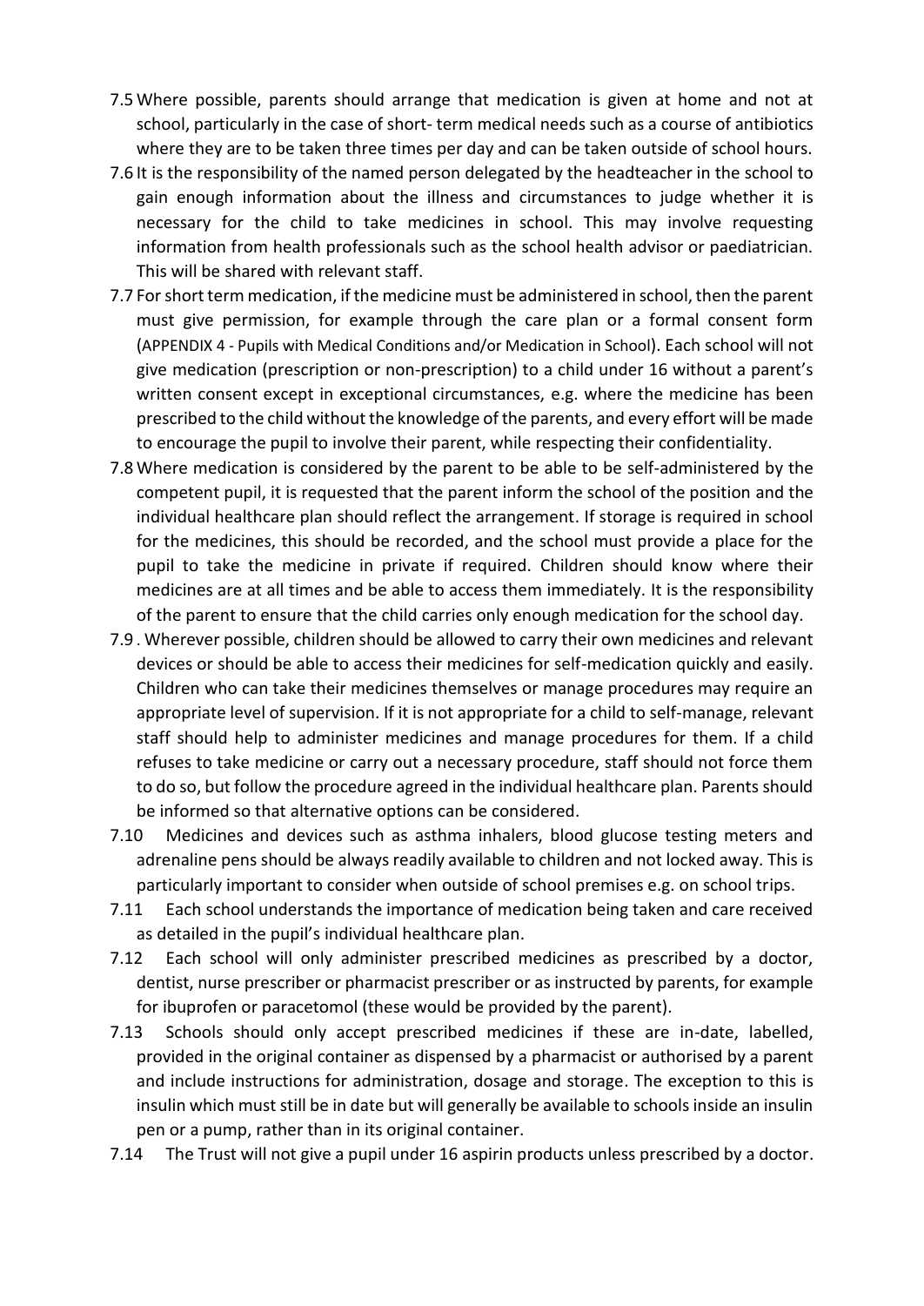7.5 Where possible, parents should arrange that medication is given at home and not at school, particularly in the case of short- term medical needs such as a course of antibiotics where they are to be taken three times per day and can be taken outside of school hours.

7.6 It is the responsibility of the named person delegated by the headteacher in the school to gain enough information about the illness and circumstances to judge whether it is necessary for the child to take medicines in school. This may involve requesting information from health professionals such as the school health advisor or paediatrician. This will be shared with relevant staff.

7.7 For short term medication, if the medicine must be administered in school, then the parent must give permission, for example through the care plan or a formal consent form (APPENDIX 4 - Pupils with Medical Conditions and/or Medication in School). Each school will not give medication (prescription or non-prescription) to a child under 16 without a parent's written consent except in exceptional circumstances, e.g. where the medicine has been prescribed to the child without the knowledge of the parents, and every effort will be made to encourage the pupil to involve their parent, while respecting their confidentiality.

7.8 Where medication is considered by the parent to be able to be self-administered by the competent pupil, it is requested that the parent inform the school of the position and the individual healthcare plan should reflect the arrangement. If storage is required in school for the medicines, this should be recorded, and the school must provide a place for the pupil to take the medicine in private if required. Children should know where their medicines are at all times and be able to access them immediately. It is the responsibility of the parent to ensure that the child carries only enough medication for the school day.

7.9 . Wherever possible, children should be allowed to carry their own medicines and relevant devices or should be able to access their medicines for self-medication quickly and easily. Children who can take their medicines themselves or manage procedures may require an appropriate level of supervision. If it is not appropriate for a child to self-manage, relevant staff should help to administer medicines and manage procedures for them. If a child refuses to take medicine or carry out a necessary procedure, staff should not force them to do so, but follow the procedure agreed in the individual healthcare plan. Parents should be informed so that alternative options can be considered.

7.10 Medicines and devices such as asthma inhalers, blood glucose testing meters and adrenaline pens should be always readily available to children and not locked away. This is particularly important to consider when outside of school premises e.g. on school trips.

7.11 Each school understands the importance of medication being taken and care received as detailed in the pupil's individual healthcare plan.

7.12 Each school will only administer prescribed medicines as prescribed by a doctor, dentist, nurse prescriber or pharmacist prescriber or as instructed by parents, for example for ibuprofen or paracetomol (these would be provided by the parent).

7.13 Schools should only accept prescribed medicines if these are in-date, labelled, provided in the original container as dispensed by a pharmacist or authorised by a parent and include instructions for administration, dosage and storage. The exception to this is insulin which must still be in date but will generally be available to schools inside an insulin pen or a pump, rather than in its original container.

7.14 The Trust will not give a pupil under 16 aspirin products unless prescribed by a doctor.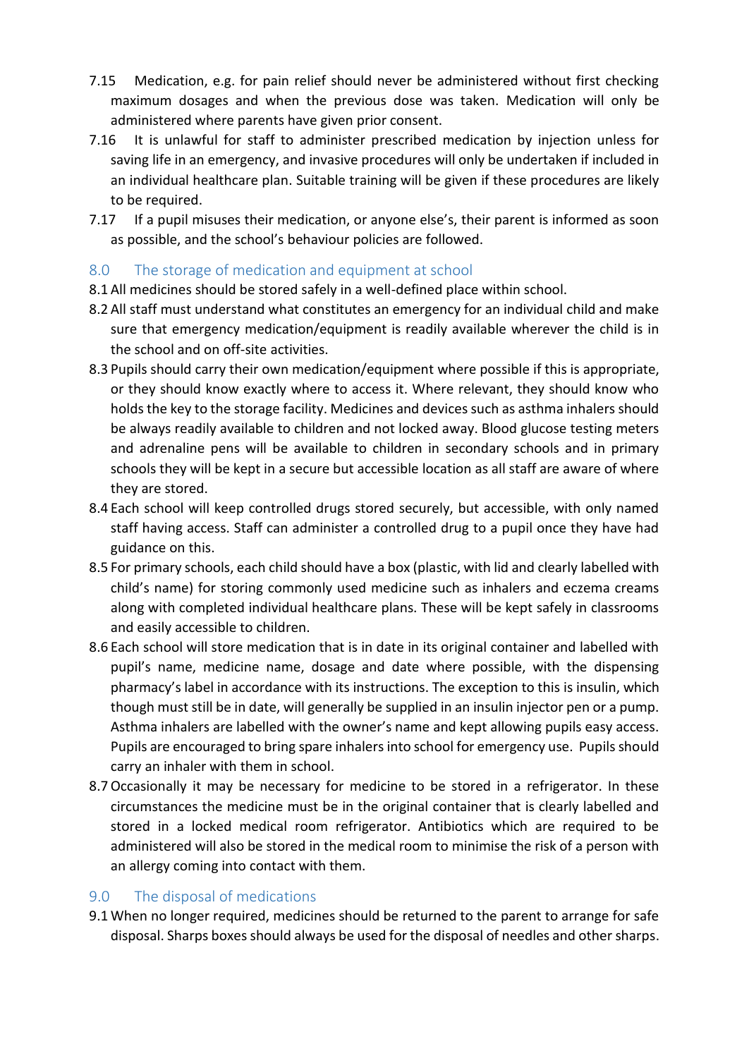7.15 Medication, e.g. for pain relief should never be administered without first checking maximum dosages and when the previous dose was taken. Medication will only be administered where parents have given prior consent.

7.16 It is unlawful for staff to administer prescribed medication by injection unless for saving life in an emergency, and invasive procedures will only be undertaken if included in an individual healthcare plan. Suitable training will be given if these procedures are likely to be required.

7.17 If a pupil misuses their medication, or anyone else's, their parent is informed as soon as possible, and the school's behaviour policies are followed.

## 8.0 The storage of medication and equipment at school

8.1 All medicines should be stored safely in a well-defined place within school.

8.2 All staff must understand what constitutes an emergency for an individual child and make sure that emergency medication/equipment is readily available wherever the child is in the school and on off-site activities.

8.3 Pupils should carry their own medication/equipment where possible if this is appropriate, or they should know exactly where to access it. Where relevant, they should know who holds the key to the storage facility. Medicines and devices such as asthma inhalers should be always readily available to children and not locked away. Blood glucose testing meters and adrenaline pens will be available to children in secondary schools and in primary schools they will be kept in a secure but accessible location as all staff are aware of where they are stored.

8.4 Each school will keep controlled drugs stored securely, but accessible, with only named staff having access. Staff can administer a controlled drug to a pupil once they have had guidance on this.

8.5 For primary schools, each child should have a box (plastic, with lid and clearly labelled with child's name) for storing commonly used medicine such as inhalers and eczema creams along with completed individual healthcare plans. These will be kept safely in classrooms and easily accessible to children.

8.6 Each school will store medication that is in date in its original container and labelled with pupil's name, medicine name, dosage and date where possible, with the dispensing pharmacy's label in accordance with its instructions. The exception to this is insulin, which though must still be in date, will generally be supplied in an insulin injector pen or a pump. Asthma inhalers are labelled with the owner's name and kept allowing pupils easy access. Pupils are encouraged to bring spare inhalers into school for emergency use. Pupils should carry an inhaler with them in school.

8.7 Occasionally it may be necessary for medicine to be stored in a refrigerator. In these circumstances the medicine must be in the original container that is clearly labelled and stored in a locked medical room refrigerator. Antibiotics which are required to be administered will also be stored in the medical room to minimise the risk of a person with an allergy coming into contact with them.

## 9.0 The disposal of medications

9.1 When no longer required, medicines should be returned to the parent to arrange for safe disposal. Sharps boxes should always be used for the disposal of needles and other sharps.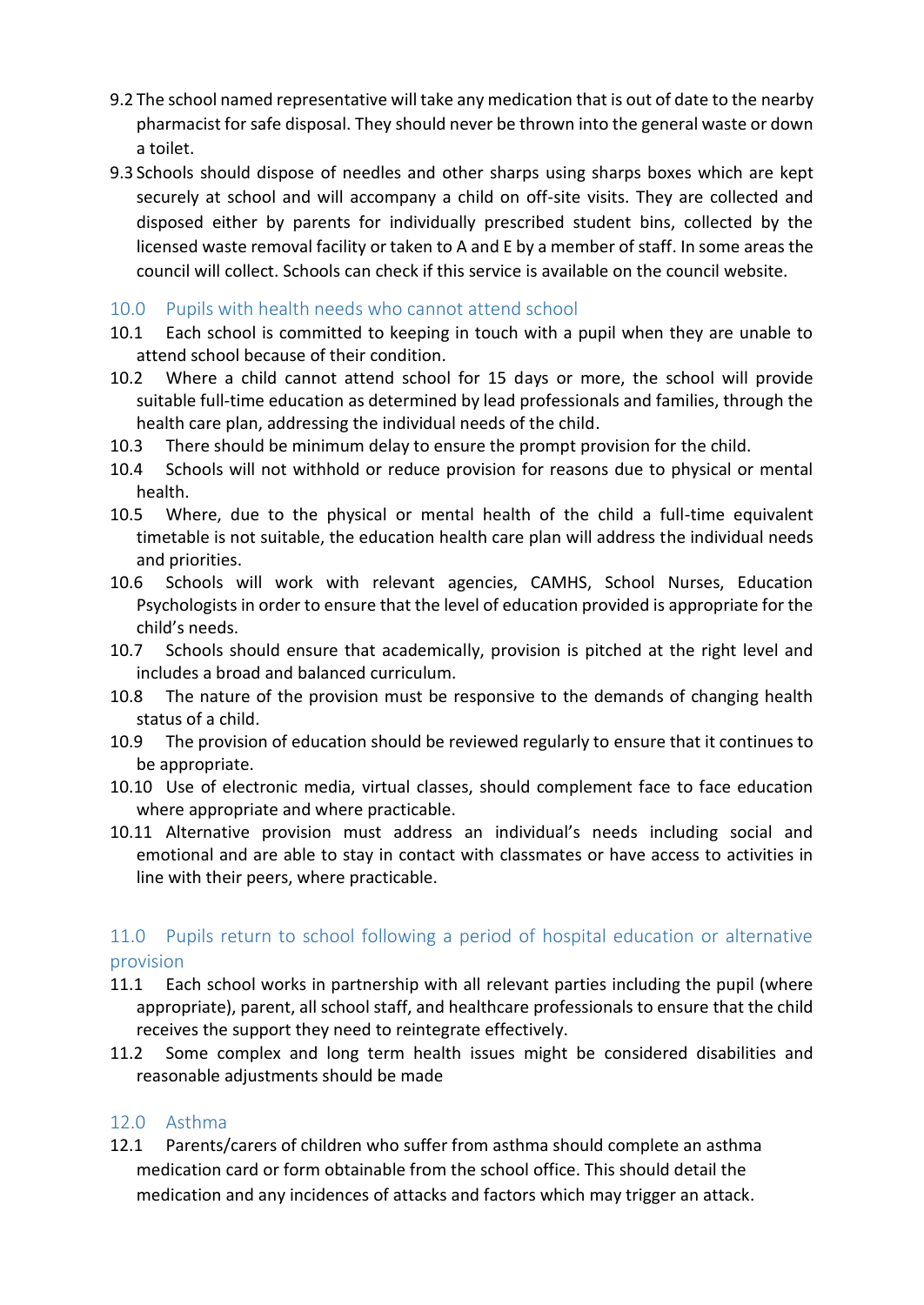9.2 The school named representative will take any medication that is out of date to the nearby pharmacist for safe disposal. They should never be thrown into the general waste or down a toilet.

9.3 Schools should dispose of needles and other sharps using sharps boxes which are kept securely at school and will accompany a child on off-site visits. They are collected and disposed either by parents for individually prescribed student bins, collected by the licensed waste removal facility or taken to A and E by a member of staff. In some areas the council will collect. Schools can check if this service is available on the council website.

## 10.0 Pupils with health needs who cannot attend school

10.1 Each school is committed to keeping in touch with a pupil when they are unable to attend school because of their condition.

10.2 Where a child cannot attend school for 15 days or more, the school will provide suitable full-time education as determined by lead professionals and families, through the health care plan, addressing the individual needs of the child.

10.3 There should be minimum delay to ensure the prompt provision for the child.

10.4 Schools will not withhold or reduce provision for reasons due to physical or mental health.

10.5 Where, due to the physical or mental health of the child a full-time equivalent timetable is not suitable, the education health care plan will address the individual needs and priorities.

10.6 Schools will work with relevant agencies, CAMHS, School Nurses, Education Psychologists in order to ensure that the level of education provided is appropriate for the child's needs.

10.7 Schools should ensure that academically, provision is pitched at the right level and includes a broad and balanced curriculum.

10.8 The nature of the provision must be responsive to the demands of changing health status of a child.

10.9 The provision of education should be reviewed regularly to ensure that it continues to be appropriate.

10.10 Use of electronic media, virtual classes, should complement face to face education where appropriate and where practicable.

10.11 Alternative provision must address an individual's needs including social and emotional and are able to stay in contact with classmates or have access to activities in line with their peers, where practicable.

## 11.0 Pupils return to school following a period of hospital education or alternative provision

11.1 Each school works in partnership with all relevant parties including the pupil (where appropriate), parent, all school staff, and healthcare professionals to ensure that the child receives the support they need to reintegrate effectively.

11.2 Some complex and long term health issues might be considered disabilities and reasonable adjustments should be made

## 12.0 Asthma

12.1 Parents/carers of children who suffer from asthma should complete an asthma medication card or form obtainable from the school office. This should detail the medication and any incidences of attacks and factors which may trigger an attack.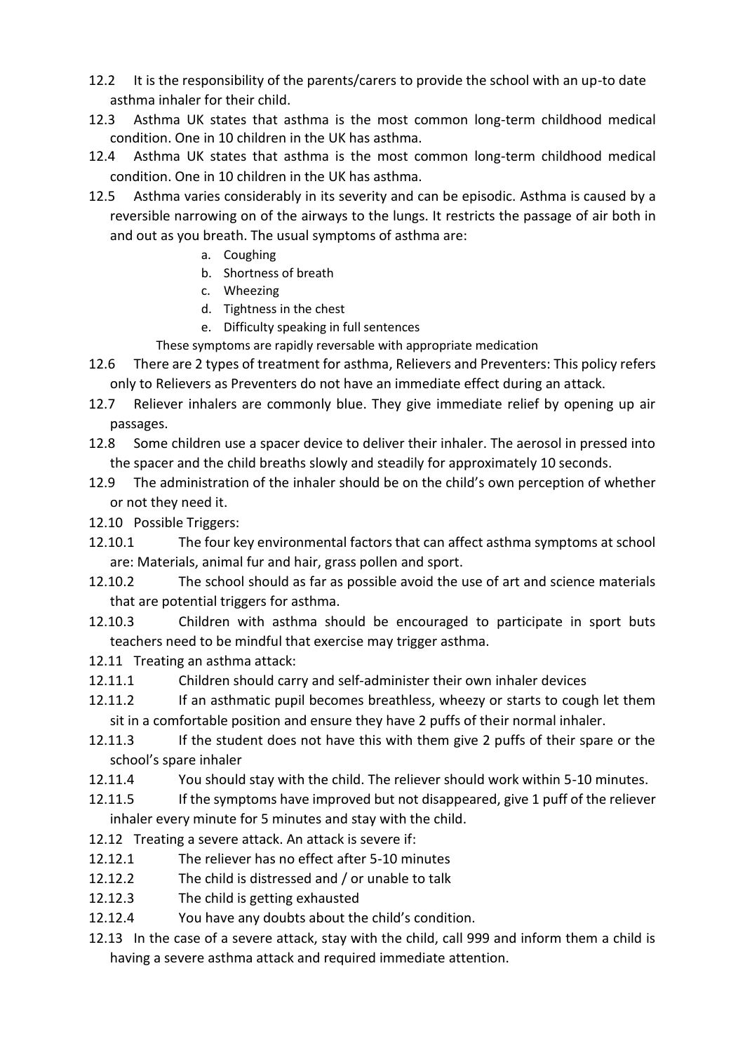12.2 It is the responsibility of the parents/carers to provide the school with an up-to date asthma inhaler for their child.

12.3 Asthma UK states that asthma is the most common long-term childhood medical condition. One in 10 children in the UK has asthma.

12.4 Asthma UK states that asthma is the most common long-term childhood medical condition. One in 10 children in the UK has asthma.

12.5 Asthma varies considerably in its severity and can be episodic. Asthma is caused by a reversible narrowing on of the airways to the lungs. It restricts the passage of air both in and out as you breath. The usual symptoms of asthma are:

a. Coughing
b. Shortness of breath
c. Wheezing
d. Tightness in the chest
e. Difficulty speaking in full sentences

These symptoms are rapidly reversable with appropriate medication

12.6 There are 2 types of treatment for asthma, Relievers and Preventers: This policy refers only to Relievers as Preventers do not have an immediate effect during an attack.

12.7 Reliever inhalers are commonly blue. They give immediate relief by opening up air passages.

12.8 Some children use a spacer device to deliver their inhaler. The aerosol in pressed into the spacer and the child breaths slowly and steadily for approximately 10 seconds.

12.9 The administration of the inhaler should be on the child's own perception of whether or not they need it.

12.10 Possible Triggers:

12.10.1 The four key environmental factors that can affect asthma symptoms at school are: Materials, animal fur and hair, grass pollen and sport.

12.10.2 The school should as far as possible avoid the use of art and science materials that are potential triggers for asthma.

12.10.3 Children with asthma should be encouraged to participate in sport buts teachers need to be mindful that exercise may trigger asthma.

12.11 Treating an asthma attack:

12.11.1 Children should carry and self-administer their own inhaler devices

12.11.2 If an asthmatic pupil becomes breathless, wheezy or starts to cough let them sit in a comfortable position and ensure they have 2 puffs of their normal inhaler.

12.11.3 If the student does not have this with them give 2 puffs of their spare or the school's spare inhaler

12.11.4 You should stay with the child. The reliever should work within 5-10 minutes.

12.11.5 If the symptoms have improved but not disappeared, give 1 puff of the reliever inhaler every minute for 5 minutes and stay with the child.

12.12 Treating a severe attack. An attack is severe if:

12.12.1 The reliever has no effect after 5-10 minutes

12.12.2 The child is distressed and / or unable to talk

12.12.3 The child is getting exhausted

12.12.4 You have any doubts about the child's condition.

12.13 In the case of a severe attack, stay with the child, call 999 and inform them a child is having a severe asthma attack and required immediate attention.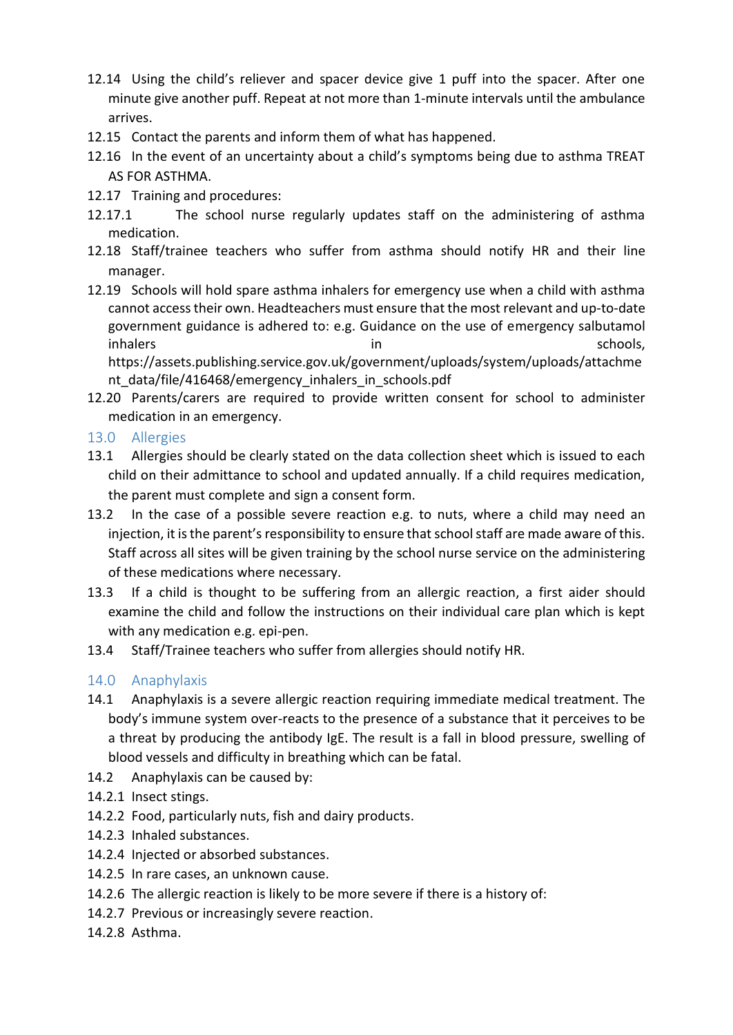12.14 Using the child's reliever and spacer device give 1 puff into the spacer. After one minute give another puff. Repeat at not more than 1-minute intervals until the ambulance arrives.

12.15 Contact the parents and inform them of what has happened.

12.16 In the event of an uncertainty about a child's symptoms being due to asthma TREAT AS FOR ASTHMA.

12.17 Training and procedures:

12.17.1 The school nurse regularly updates staff on the administering of asthma medication.

12.18 Staff/trainee teachers who suffer from asthma should notify HR and their line manager.

12.19 Schools will hold spare asthma inhalers for emergency use when a child with asthma cannot access their own. Headteachers must ensure that the most relevant and up-to-date government guidance is adhered to: e.g. Guidance on the use of emergency salbutamol inhalers in schools, https://assets.publishing.service.gov.uk/government/uploads/system/uploads/attachment_data/file/416468/emergency_inhalers_in_schools.pdf

12.20 Parents/carers are required to provide written consent for school to administer medication in an emergency.

## 13.0 Allergies

13.1 Allergies should be clearly stated on the data collection sheet which is issued to each child on their admittance to school and updated annually. If a child requires medication, the parent must complete and sign a consent form.

13.2 In the case of a possible severe reaction e.g. to nuts, where a child may need an injection, it is the parent's responsibility to ensure that school staff are made aware of this. Staff across all sites will be given training by the school nurse service on the administering of these medications where necessary.

13.3 If a child is thought to be suffering from an allergic reaction, a first aider should examine the child and follow the instructions on their individual care plan which is kept with any medication e.g. epi-pen.

13.4 Staff/Trainee teachers who suffer from allergies should notify HR.

## 14.0 Anaphylaxis

14.1 Anaphylaxis is a severe allergic reaction requiring immediate medical treatment. The body's immune system over-reacts to the presence of a substance that it perceives to be a threat by producing the antibody IgE. The result is a fall in blood pressure, swelling of blood vessels and difficulty in breathing which can be fatal.

14.2 Anaphylaxis can be caused by:

14.2.1 Insect stings.

14.2.2 Food, particularly nuts, fish and dairy products.

14.2.3 Inhaled substances.

14.2.4 Injected or absorbed substances.

14.2.5 In rare cases, an unknown cause.

14.2.6 The allergic reaction is likely to be more severe if there is a history of:

14.2.7 Previous or increasingly severe reaction.

14.2.8 Asthma.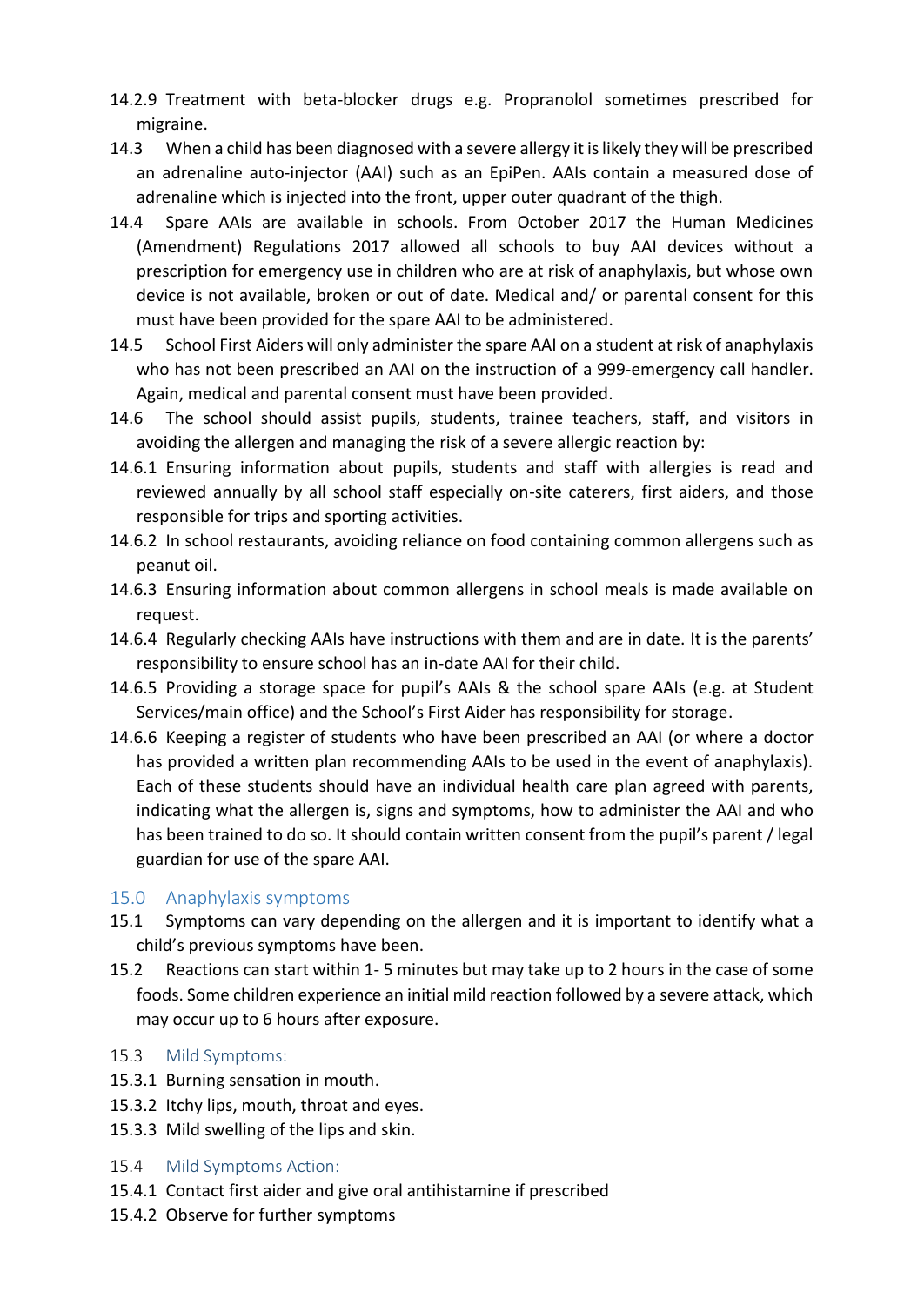14.2.9 Treatment with beta-blocker drugs e.g. Propranolol sometimes prescribed for migraine.

14.3 When a child has been diagnosed with a severe allergy it is likely they will be prescribed an adrenaline auto-injector (AAI) such as an EpiPen. AAIs contain a measured dose of adrenaline which is injected into the front, upper outer quadrant of the thigh.

14.4 Spare AAIs are available in schools. From October 2017 the Human Medicines (Amendment) Regulations 2017 allowed all schools to buy AAI devices without a prescription for emergency use in children who are at risk of anaphylaxis, but whose own device is not available, broken or out of date. Medical and/ or parental consent for this must have been provided for the spare AAI to be administered.

14.5 School First Aiders will only administer the spare AAI on a student at risk of anaphylaxis who has not been prescribed an AAI on the instruction of a 999-emergency call handler. Again, medical and parental consent must have been provided.

14.6 The school should assist pupils, students, trainee teachers, staff, and visitors in avoiding the allergen and managing the risk of a severe allergic reaction by:

14.6.1 Ensuring information about pupils, students and staff with allergies is read and reviewed annually by all school staff especially on-site caterers, first aiders, and those responsible for trips and sporting activities.

14.6.2 In school restaurants, avoiding reliance on food containing common allergens such as peanut oil.

14.6.3 Ensuring information about common allergens in school meals is made available on request.

14.6.4 Regularly checking AAIs have instructions with them and are in date. It is the parents' responsibility to ensure school has an in-date AAI for their child.

14.6.5 Providing a storage space for pupil's AAIs & the school spare AAIs (e.g. at Student Services/main office) and the School's First Aider has responsibility for storage.

14.6.6 Keeping a register of students who have been prescribed an AAI (or where a doctor has provided a written plan recommending AAIs to be used in the event of anaphylaxis). Each of these students should have an individual health care plan agreed with parents, indicating what the allergen is, signs and symptoms, how to administer the AAI and who has been trained to do so. It should contain written consent from the pupil's parent / legal guardian for use of the spare AAI.

## 15.0 Anaphylaxis symptoms

15.1 Symptoms can vary depending on the allergen and it is important to identify what a child's previous symptoms have been.

15.2 Reactions can start within 1- 5 minutes but may take up to 2 hours in the case of some foods. Some children experience an initial mild reaction followed by a severe attack, which may occur up to 6 hours after exposure.

### 15.3 Mild Symptoms:

15.3.1 Burning sensation in mouth.

15.3.2 Itchy lips, mouth, throat and eyes.

15.3.3 Mild swelling of the lips and skin.

### 15.4 Mild Symptoms Action:

15.4.1 Contact first aider and give oral antihistamine if prescribed

15.4.2 Observe for further symptoms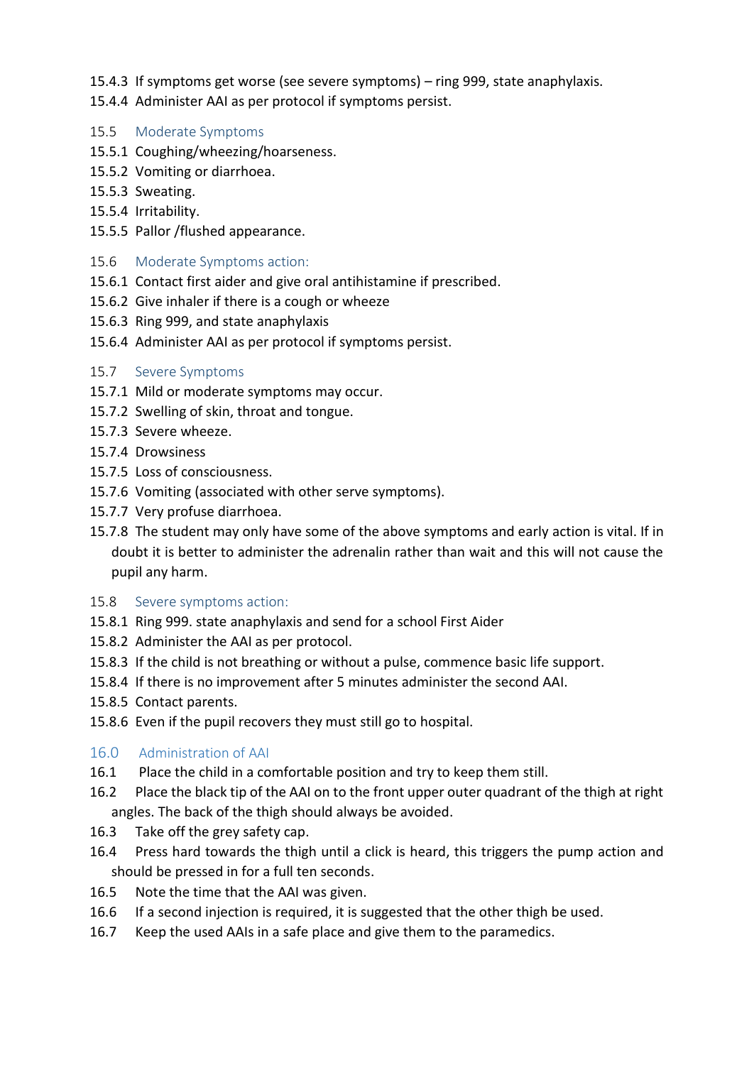15.4.3 If symptoms get worse (see severe symptoms) – ring 999, state anaphylaxis.

15.4.4 Administer AAI as per protocol if symptoms persist.

### 15.5 Moderate Symptoms

15.5.1 Coughing/wheezing/hoarseness.

15.5.2 Vomiting or diarrhoea.

15.5.3 Sweating.

15.5.4 Irritability.

15.5.5 Pallor /flushed appearance.

### 15.6 Moderate Symptoms action:

15.6.1 Contact first aider and give oral antihistamine if prescribed.

15.6.2 Give inhaler if there is a cough or wheeze

15.6.3 Ring 999, and state anaphylaxis

15.6.4 Administer AAI as per protocol if symptoms persist.

### 15.7 Severe Symptoms

15.7.1 Mild or moderate symptoms may occur.

15.7.2 Swelling of skin, throat and tongue.

15.7.3 Severe wheeze.

15.7.4 Drowsiness

15.7.5 Loss of consciousness.

15.7.6 Vomiting (associated with other serve symptoms).

15.7.7 Very profuse diarrhoea.

15.7.8 The student may only have some of the above symptoms and early action is vital. If in doubt it is better to administer the adrenalin rather than wait and this will not cause the pupil any harm.

### 15.8 Severe symptoms action:

15.8.1 Ring 999. state anaphylaxis and send for a school First Aider

15.8.2 Administer the AAI as per protocol.

15.8.3 If the child is not breathing or without a pulse, commence basic life support.

15.8.4 If there is no improvement after 5 minutes administer the second AAI.

15.8.5 Contact parents.

15.8.6 Even if the pupil recovers they must still go to hospital.

## 16.0 Administration of AAI

16.1 Place the child in a comfortable position and try to keep them still.

16.2 Place the black tip of the AAI on to the front upper outer quadrant of the thigh at right angles. The back of the thigh should always be avoided.

16.3 Take off the grey safety cap.

16.4 Press hard towards the thigh until a click is heard, this triggers the pump action and should be pressed in for a full ten seconds.

16.5 Note the time that the AAI was given.

16.6 If a second injection is required, it is suggested that the other thigh be used.

16.7 Keep the used AAIs in a safe place and give them to the paramedics.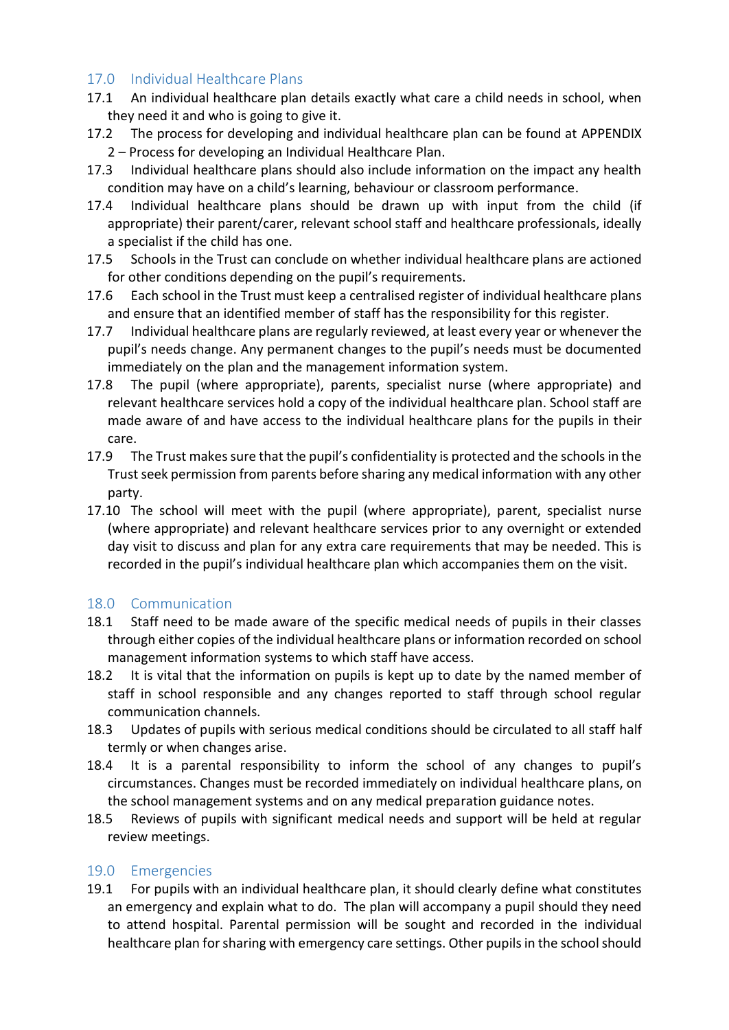## 17.0 Individual Healthcare Plans

17.1 An individual healthcare plan details exactly what care a child needs in school, when they need it and who is going to give it.

17.2 The process for developing and individual healthcare plan can be found at APPENDIX 2 – Process for developing an Individual Healthcare Plan.

17.3 Individual healthcare plans should also include information on the impact any health condition may have on a child's learning, behaviour or classroom performance.

17.4 Individual healthcare plans should be drawn up with input from the child (if appropriate) their parent/carer, relevant school staff and healthcare professionals, ideally a specialist if the child has one.

17.5 Schools in the Trust can conclude on whether individual healthcare plans are actioned for other conditions depending on the pupil's requirements.

17.6 Each school in the Trust must keep a centralised register of individual healthcare plans and ensure that an identified member of staff has the responsibility for this register.

17.7 Individual healthcare plans are regularly reviewed, at least every year or whenever the pupil's needs change. Any permanent changes to the pupil's needs must be documented immediately on the plan and the management information system.

17.8 The pupil (where appropriate), parents, specialist nurse (where appropriate) and relevant healthcare services hold a copy of the individual healthcare plan. School staff are made aware of and have access to the individual healthcare plans for the pupils in their care.

17.9 The Trust makes sure that the pupil's confidentiality is protected and the schools in the Trust seek permission from parents before sharing any medical information with any other party.

17.10 The school will meet with the pupil (where appropriate), parent, specialist nurse (where appropriate) and relevant healthcare services prior to any overnight or extended day visit to discuss and plan for any extra care requirements that may be needed. This is recorded in the pupil's individual healthcare plan which accompanies them on the visit.

## 18.0 Communication

18.1 Staff need to be made aware of the specific medical needs of pupils in their classes through either copies of the individual healthcare plans or information recorded on school management information systems to which staff have access.

18.2 It is vital that the information on pupils is kept up to date by the named member of staff in school responsible and any changes reported to staff through school regular communication channels.

18.3 Updates of pupils with serious medical conditions should be circulated to all staff half termly or when changes arise.

18.4 It is a parental responsibility to inform the school of any changes to pupil's circumstances. Changes must be recorded immediately on individual healthcare plans, on the school management systems and on any medical preparation guidance notes.

18.5 Reviews of pupils with significant medical needs and support will be held at regular review meetings.

## 19.0 Emergencies

19.1 For pupils with an individual healthcare plan, it should clearly define what constitutes an emergency and explain what to do. The plan will accompany a pupil should they need to attend hospital. Parental permission will be sought and recorded in the individual healthcare plan for sharing with emergency care settings. Other pupils in the school should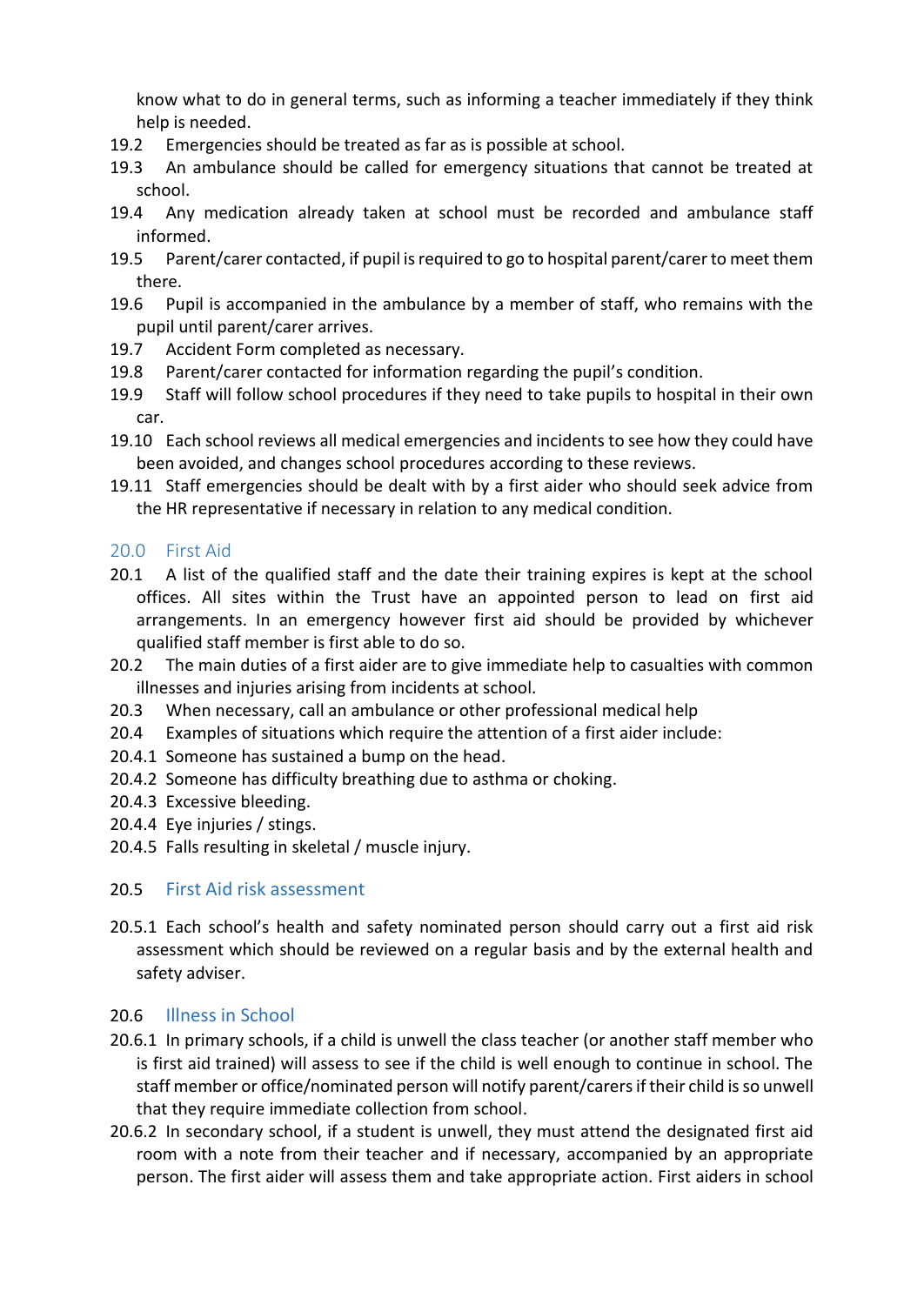know what to do in general terms, such as informing a teacher immediately if they think help is needed.

19.2 Emergencies should be treated as far as is possible at school.

19.3 An ambulance should be called for emergency situations that cannot be treated at school.

19.4 Any medication already taken at school must be recorded and ambulance staff informed.

19.5 Parent/carer contacted, if pupil is required to go to hospital parent/carer to meet them there.

19.6 Pupil is accompanied in the ambulance by a member of staff, who remains with the pupil until parent/carer arrives.

19.7 Accident Form completed as necessary.

19.8 Parent/carer contacted for information regarding the pupil's condition.

19.9 Staff will follow school procedures if they need to take pupils to hospital in their own car.

19.10 Each school reviews all medical emergencies and incidents to see how they could have been avoided, and changes school procedures according to these reviews.

19.11 Staff emergencies should be dealt with by a first aider who should seek advice from the HR representative if necessary in relation to any medical condition.

## 20.0 First Aid

20.1 A list of the qualified staff and the date their training expires is kept at the school offices. All sites within the Trust have an appointed person to lead on first aid arrangements. In an emergency however first aid should be provided by whichever qualified staff member is first able to do so.

20.2 The main duties of a first aider are to give immediate help to casualties with common illnesses and injuries arising from incidents at school.

20.3 When necessary, call an ambulance or other professional medical help

20.4 Examples of situations which require the attention of a first aider include:

20.4.1 Someone has sustained a bump on the head.

20.4.2 Someone has difficulty breathing due to asthma or choking.

20.4.3 Excessive bleeding.

20.4.4 Eye injuries / stings.

20.4.5 Falls resulting in skeletal / muscle injury.

### 20.5 First Aid risk assessment

20.5.1 Each school's health and safety nominated person should carry out a first aid risk assessment which should be reviewed on a regular basis and by the external health and safety adviser.

### 20.6 Illness in School

20.6.1 In primary schools, if a child is unwell the class teacher (or another staff member who is first aid trained) will assess to see if the child is well enough to continue in school. The staff member or office/nominated person will notify parent/carers if their child is so unwell that they require immediate collection from school.

20.6.2 In secondary school, if a student is unwell, they must attend the designated first aid room with a note from their teacher and if necessary, accompanied by an appropriate person. The first aider will assess them and take appropriate action. First aiders in school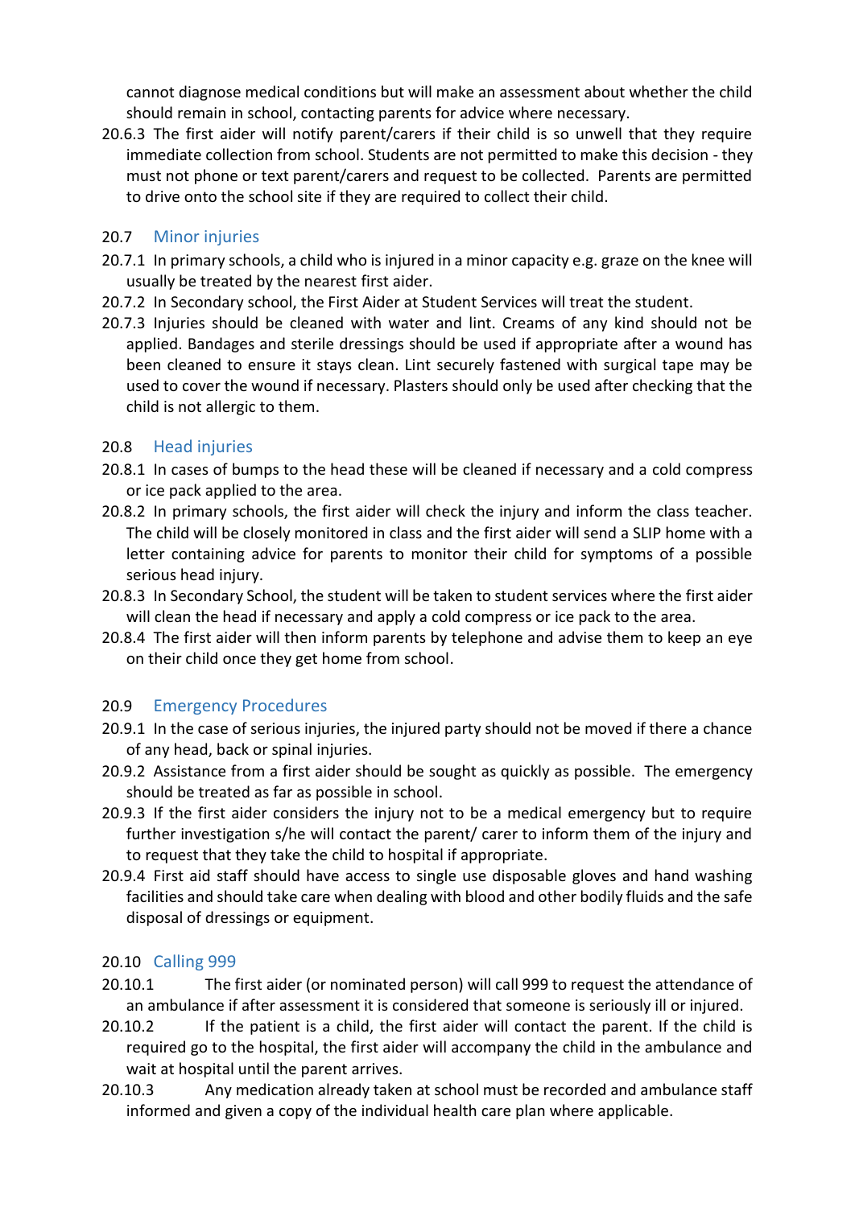cannot diagnose medical conditions but will make an assessment about whether the child should remain in school, contacting parents for advice where necessary.

20.6.3 The first aider will notify parent/carers if their child is so unwell that they require immediate collection from school. Students are not permitted to make this decision - they must not phone or text parent/carers and request to be collected. Parents are permitted to drive onto the school site if they are required to collect their child.

### 20.7 Minor injuries

20.7.1 In primary schools, a child who is injured in a minor capacity e.g. graze on the knee will usually be treated by the nearest first aider.

20.7.2 In Secondary school, the First Aider at Student Services will treat the student.

20.7.3 Injuries should be cleaned with water and lint. Creams of any kind should not be applied. Bandages and sterile dressings should be used if appropriate after a wound has been cleaned to ensure it stays clean. Lint securely fastened with surgical tape may be used to cover the wound if necessary. Plasters should only be used after checking that the child is not allergic to them.

### 20.8 Head injuries

20.8.1 In cases of bumps to the head these will be cleaned if necessary and a cold compress or ice pack applied to the area.

20.8.2 In primary schools, the first aider will check the injury and inform the class teacher. The child will be closely monitored in class and the first aider will send a SLIP home with a letter containing advice for parents to monitor their child for symptoms of a possible serious head injury.

20.8.3 In Secondary School, the student will be taken to student services where the first aider will clean the head if necessary and apply a cold compress or ice pack to the area.

20.8.4 The first aider will then inform parents by telephone and advise them to keep an eye on their child once they get home from school.

### 20.9 Emergency Procedures

20.9.1 In the case of serious injuries, the injured party should not be moved if there a chance of any head, back or spinal injuries.

20.9.2 Assistance from a first aider should be sought as quickly as possible. The emergency should be treated as far as possible in school.

20.9.3 If the first aider considers the injury not to be a medical emergency but to require further investigation s/he will contact the parent/ carer to inform them of the injury and to request that they take the child to hospital if appropriate.

20.9.4 First aid staff should have access to single use disposable gloves and hand washing facilities and should take care when dealing with blood and other bodily fluids and the safe disposal of dressings or equipment.

### 20.10 Calling 999

20.10.1 The first aider (or nominated person) will call 999 to request the attendance of an ambulance if after assessment it is considered that someone is seriously ill or injured.

20.10.2 If the patient is a child, the first aider will contact the parent. If the child is required go to the hospital, the first aider will accompany the child in the ambulance and wait at hospital until the parent arrives.

20.10.3 Any medication already taken at school must be recorded and ambulance staff informed and given a copy of the individual health care plan where applicable.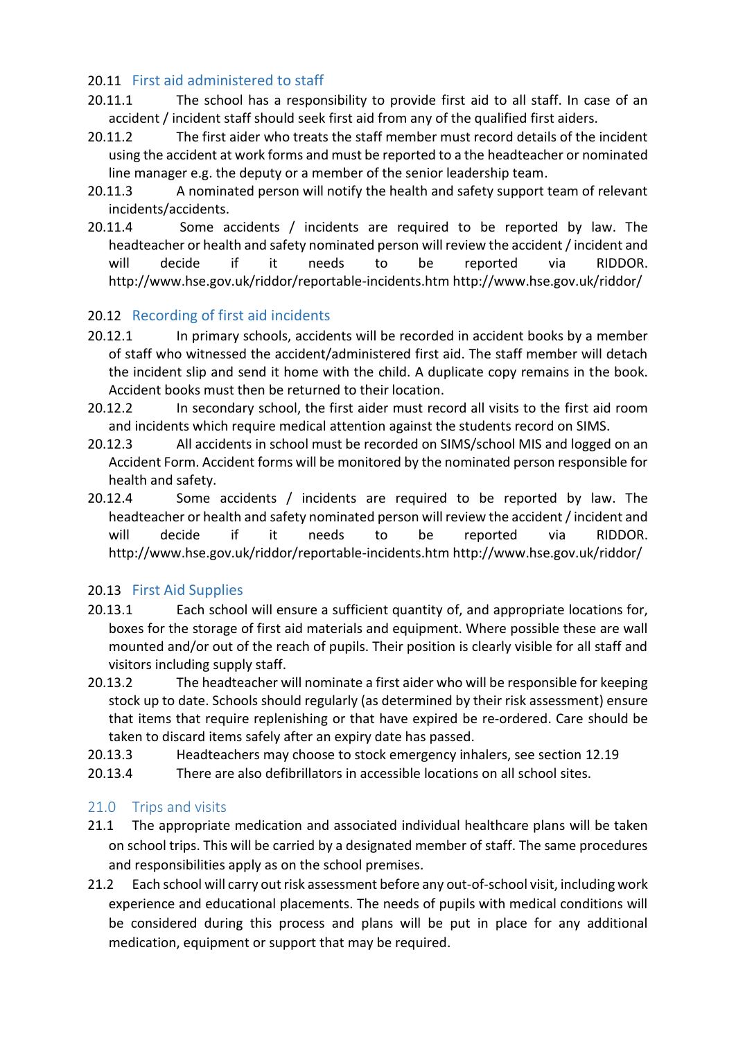### 20.11 First aid administered to staff

20.11.1 The school has a responsibility to provide first aid to all staff. In case of an accident / incident staff should seek first aid from any of the qualified first aiders.

20.11.2 The first aider who treats the staff member must record details of the incident using the accident at work forms and must be reported to a the headteacher or nominated line manager e.g. the deputy or a member of the senior leadership team.

20.11.3 A nominated person will notify the health and safety support team of relevant incidents/accidents.

20.11.4 Some accidents / incidents are required to be reported by law. The headteacher or health and safety nominated person will review the accident / incident and will decide if it needs to be reported via RIDDOR. http://www.hse.gov.uk/riddor/reportable-incidents.htm http://www.hse.gov.uk/riddor/

### 20.12 Recording of first aid incidents

20.12.1 In primary schools, accidents will be recorded in accident books by a member of staff who witnessed the accident/administered first aid. The staff member will detach the incident slip and send it home with the child. A duplicate copy remains in the book. Accident books must then be returned to their location.

20.12.2 In secondary school, the first aider must record all visits to the first aid room and incidents which require medical attention against the students record on SIMS.

20.12.3 All accidents in school must be recorded on SIMS/school MIS and logged on an Accident Form. Accident forms will be monitored by the nominated person responsible for health and safety.

20.12.4 Some accidents / incidents are required to be reported by law. The headteacher or health and safety nominated person will review the accident / incident and will decide if it needs to be reported via RIDDOR. http://www.hse.gov.uk/riddor/reportable-incidents.htm http://www.hse.gov.uk/riddor/

### 20.13 First Aid Supplies

20.13.1 Each school will ensure a sufficient quantity of, and appropriate locations for, boxes for the storage of first aid materials and equipment. Where possible these are wall mounted and/or out of the reach of pupils. Their position is clearly visible for all staff and visitors including supply staff.

20.13.2 The headteacher will nominate a first aider who will be responsible for keeping stock up to date. Schools should regularly (as determined by their risk assessment) ensure that items that require replenishing or that have expired be re-ordered. Care should be taken to discard items safely after an expiry date has passed.

20.13.3 Headteachers may choose to stock emergency inhalers, see section 12.19

20.13.4 There are also defibrillators in accessible locations on all school sites.

## 21.0 Trips and visits

21.1 The appropriate medication and associated individual healthcare plans will be taken on school trips. This will be carried by a designated member of staff. The same procedures and responsibilities apply as on the school premises.

21.2 Each school will carry out risk assessment before any out-of-school visit, including work experience and educational placements. The needs of pupils with medical conditions will be considered during this process and plans will be put in place for any additional medication, equipment or support that may be required.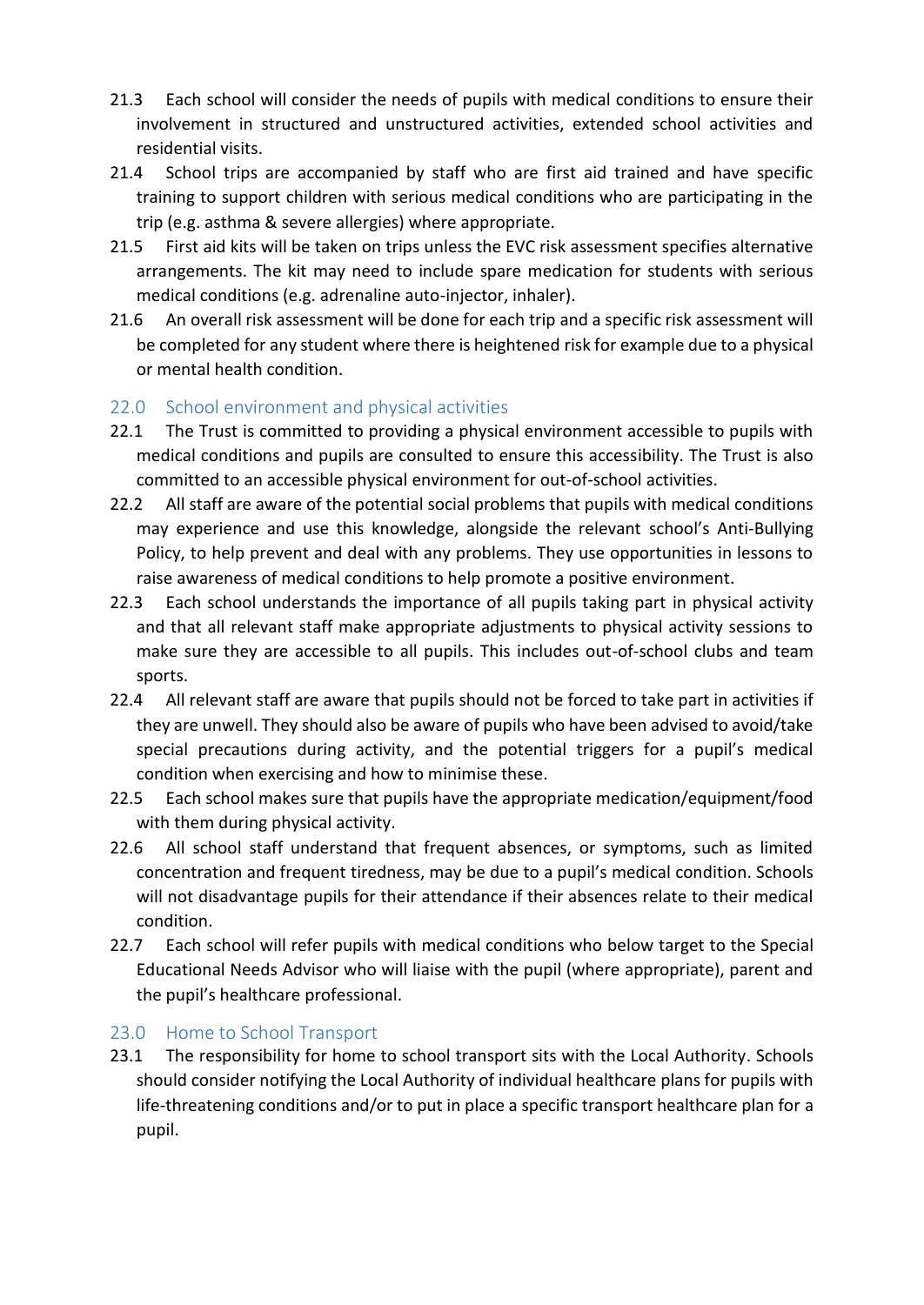21.3 Each school will consider the needs of pupils with medical conditions to ensure their involvement in structured and unstructured activities, extended school activities and residential visits.

21.4 School trips are accompanied by staff who are first aid trained and have specific training to support children with serious medical conditions who are participating in the trip (e.g. asthma & severe allergies) where appropriate.

21.5 First aid kits will be taken on trips unless the EVC risk assessment specifies alternative arrangements. The kit may need to include spare medication for students with serious medical conditions (e.g. adrenaline auto-injector, inhaler).

21.6 An overall risk assessment will be done for each trip and a specific risk assessment will be completed for any student where there is heightened risk for example due to a physical or mental health condition.

## 22.0 School environment and physical activities

22.1 The Trust is committed to providing a physical environment accessible to pupils with medical conditions and pupils are consulted to ensure this accessibility. The Trust is also committed to an accessible physical environment for out-of-school activities.

22.2 All staff are aware of the potential social problems that pupils with medical conditions may experience and use this knowledge, alongside the relevant school's Anti-Bullying Policy, to help prevent and deal with any problems. They use opportunities in lessons to raise awareness of medical conditions to help promote a positive environment.

22.3 Each school understands the importance of all pupils taking part in physical activity and that all relevant staff make appropriate adjustments to physical activity sessions to make sure they are accessible to all pupils. This includes out-of-school clubs and team sports.

22.4 All relevant staff are aware that pupils should not be forced to take part in activities if they are unwell. They should also be aware of pupils who have been advised to avoid/take special precautions during activity, and the potential triggers for a pupil's medical condition when exercising and how to minimise these.

22.5 Each school makes sure that pupils have the appropriate medication/equipment/food with them during physical activity.

22.6 All school staff understand that frequent absences, or symptoms, such as limited concentration and frequent tiredness, may be due to a pupil's medical condition. Schools will not disadvantage pupils for their attendance if their absences relate to their medical condition.

22.7 Each school will refer pupils with medical conditions who below target to the Special Educational Needs Advisor who will liaise with the pupil (where appropriate), parent and the pupil's healthcare professional.

## 23.0 Home to School Transport

23.1 The responsibility for home to school transport sits with the Local Authority. Schools should consider notifying the Local Authority of individual healthcare plans for pupils with life-threatening conditions and/or to put in place a specific transport healthcare plan for a pupil.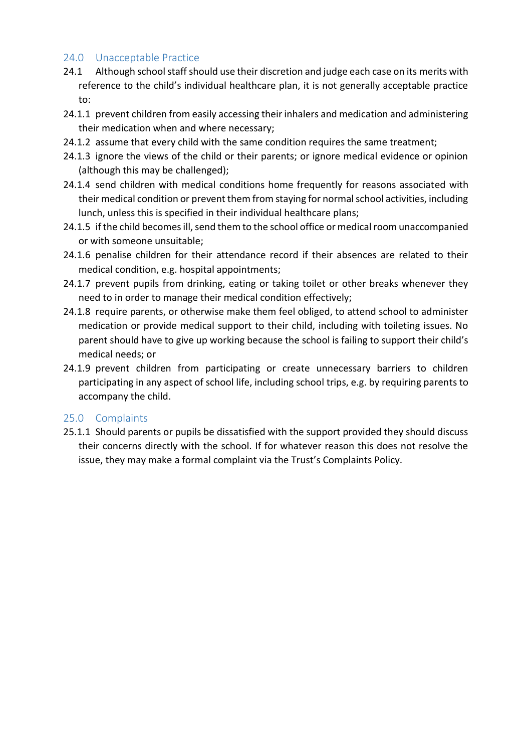## 24.0 Unacceptable Practice

24.1 Although school staff should use their discretion and judge each case on its merits with reference to the child's individual healthcare plan, it is not generally acceptable practice to:

24.1.1 prevent children from easily accessing their inhalers and medication and administering their medication when and where necessary;

24.1.2 assume that every child with the same condition requires the same treatment;

24.1.3 ignore the views of the child or their parents; or ignore medical evidence or opinion (although this may be challenged);

24.1.4 send children with medical conditions home frequently for reasons associated with their medical condition or prevent them from staying for normal school activities, including lunch, unless this is specified in their individual healthcare plans;

24.1.5 if the child becomes ill, send them to the school office or medical room unaccompanied or with someone unsuitable;

24.1.6 penalise children for their attendance record if their absences are related to their medical condition, e.g. hospital appointments;

24.1.7 prevent pupils from drinking, eating or taking toilet or other breaks whenever they need to in order to manage their medical condition effectively;

24.1.8 require parents, or otherwise make them feel obliged, to attend school to administer medication or provide medical support to their child, including with toileting issues. No parent should have to give up working because the school is failing to support their child's medical needs; or

24.1.9 prevent children from participating or create unnecessary barriers to children participating in any aspect of school life, including school trips, e.g. by requiring parents to accompany the child.

## 25.0 Complaints

25.1.1 Should parents or pupils be dissatisfied with the support provided they should discuss their concerns directly with the school. If for whatever reason this does not resolve the issue, they may make a formal complaint via the Trust's Complaints Policy.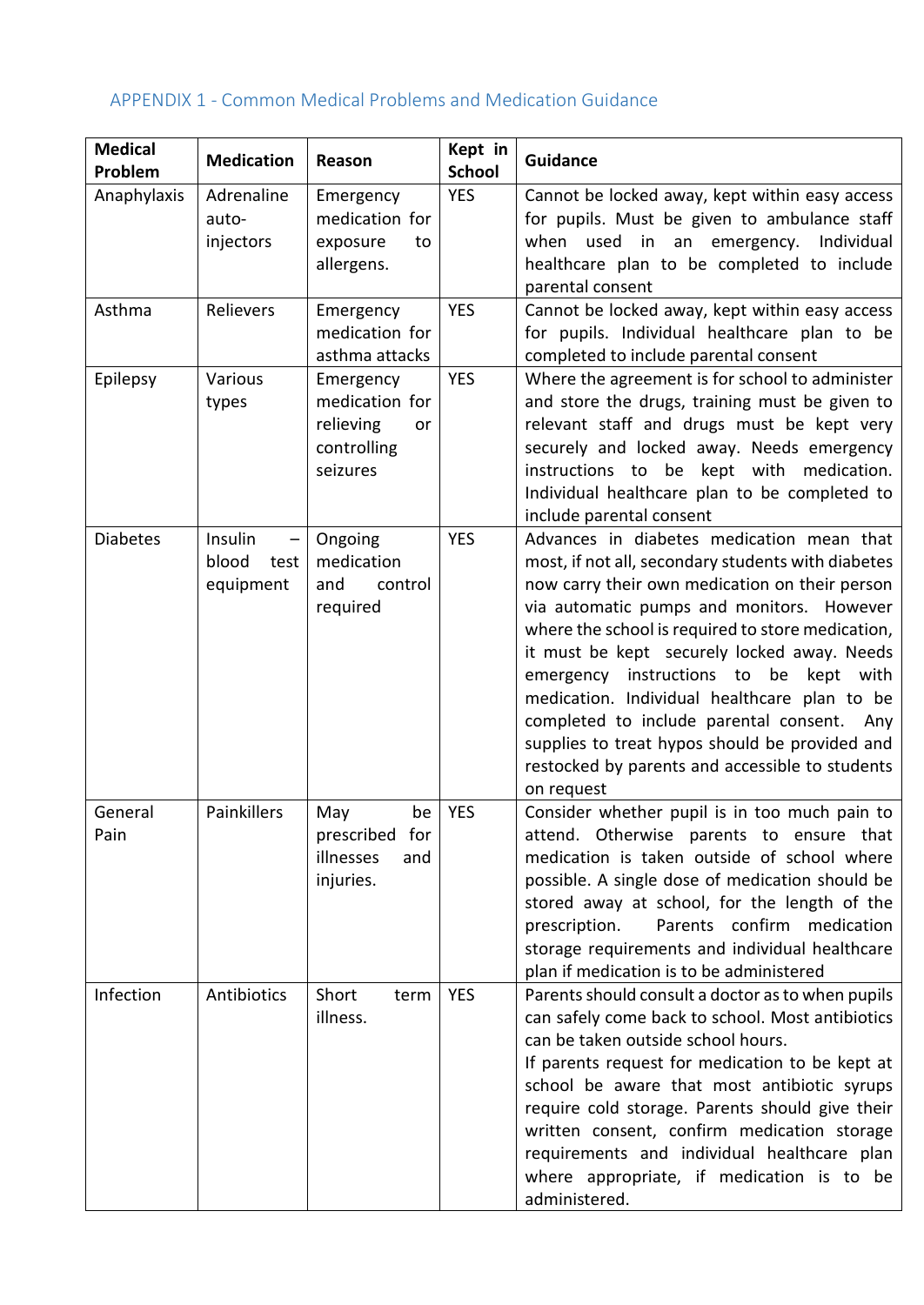## APPENDIX 1 - Common Medical Problems and Medication Guidance

| Medical Problem | Medication | Reason | Kept in School | Guidance |
|---|---|---|---|---|
| Anaphylaxis | Adrenaline auto-injectors | Emergency medication for exposure to allergens. | YES | Cannot be locked away, kept within easy access for pupils. Must be given to ambulance staff when used in an emergency. Individual healthcare plan to be completed to include parental consent |
| Asthma | Relievers | Emergency medication for asthma attacks | YES | Cannot be locked away, kept within easy access for pupils. Individual healthcare plan to be completed to include parental consent |
| Epilepsy | Various types | Emergency medication for relieving or controlling seizures | YES | Where the agreement is for school to administer and store the drugs, training must be given to relevant staff and drugs must be kept very securely and locked away. Needs emergency instructions to be kept with medication. Individual healthcare plan to be completed to include parental consent |
| Diabetes | Insulin – blood test equipment | Ongoing medication and control required | YES | Advances in diabetes medication mean that most, if not all, secondary students with diabetes now carry their own medication on their person via automatic pumps and monitors. However where the school is required to store medication, it must be kept securely locked away. Needs emergency instructions to be kept with medication. Individual healthcare plan to be completed to include parental consent. Any supplies to treat hypos should be provided and restocked by parents and accessible to students on request |
| General Pain | Painkillers | May be prescribed for illnesses and injuries. | YES | Consider whether pupil is in too much pain to attend. Otherwise parents to ensure that medication is taken outside of school where possible. A single dose of medication should be stored away at school, for the length of the prescription. Parents confirm medication storage requirements and individual healthcare plan if medication is to be administered |
| Infection | Antibiotics | Short term illness. | YES | Parents should consult a doctor as to when pupils can safely come back to school. Most antibiotics can be taken outside school hours.<br>If parents request for medication to be kept at school be aware that most antibiotic syrups require cold storage. Parents should give their written consent, confirm medication storage requirements and individual healthcare plan where appropriate, if medication is to be administered. |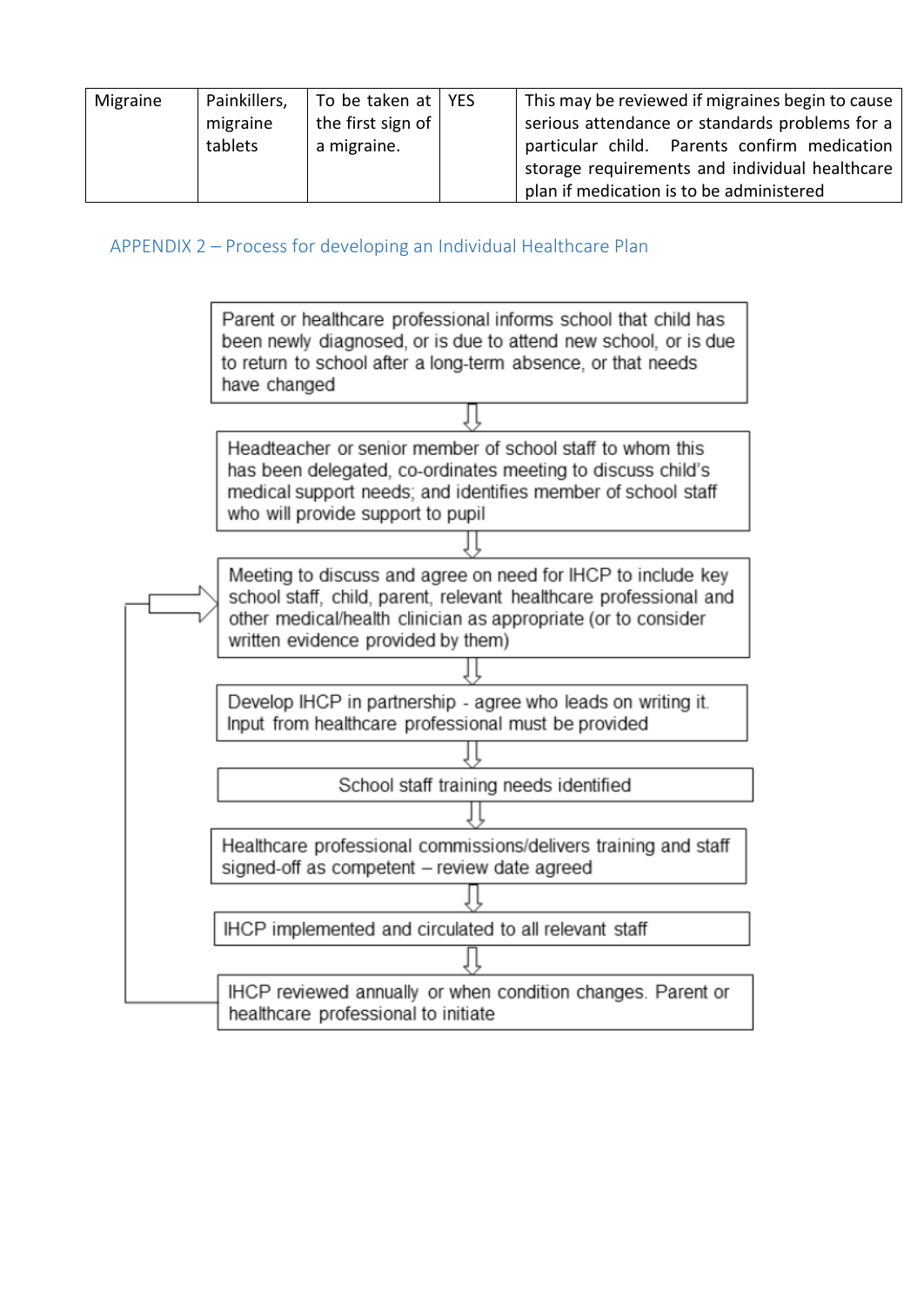| Migraine | Painkillers, migraine tablets | To be taken at the first sign of a migraine. | YES | This may be reviewed if migraines begin to cause serious attendance or standards problems for a particular child. Parents confirm medication storage requirements and individual healthcare plan if medication is to be administered |
|---|---|---|---|---|

## APPENDIX 2 – Process for developing an Individual Healthcare Plan

Parent or healthcare professional informs school that child has been newly diagnosed, or is due to attend new school, or is due to return to school after a long-term absence, or that needs have changed

⇩

Headteacher or senior member of school staff to whom this has been delegated, co-ordinates meeting to discuss child's medical support needs; and identifies member of school staff who will provide support to pupil

⇩

Meeting to discuss and agree on need for IHCP to include key school staff, child, parent, relevant healthcare professional and other medical/health clinician as appropriate (or to consider written evidence provided by them)

⇩

Develop IHCP in partnership - agree who leads on writing it. Input from healthcare professional must be provided

⇩

School staff training needs identified

⇩

Healthcare professional commissions/delivers training and staff signed-off as competent – review date agreed

⇩

IHCP implemented and circulated to all relevant staff

⇩

IHCP reviewed annually or when condition changes. Parent or healthcare professional to initiate (returns to the meeting step)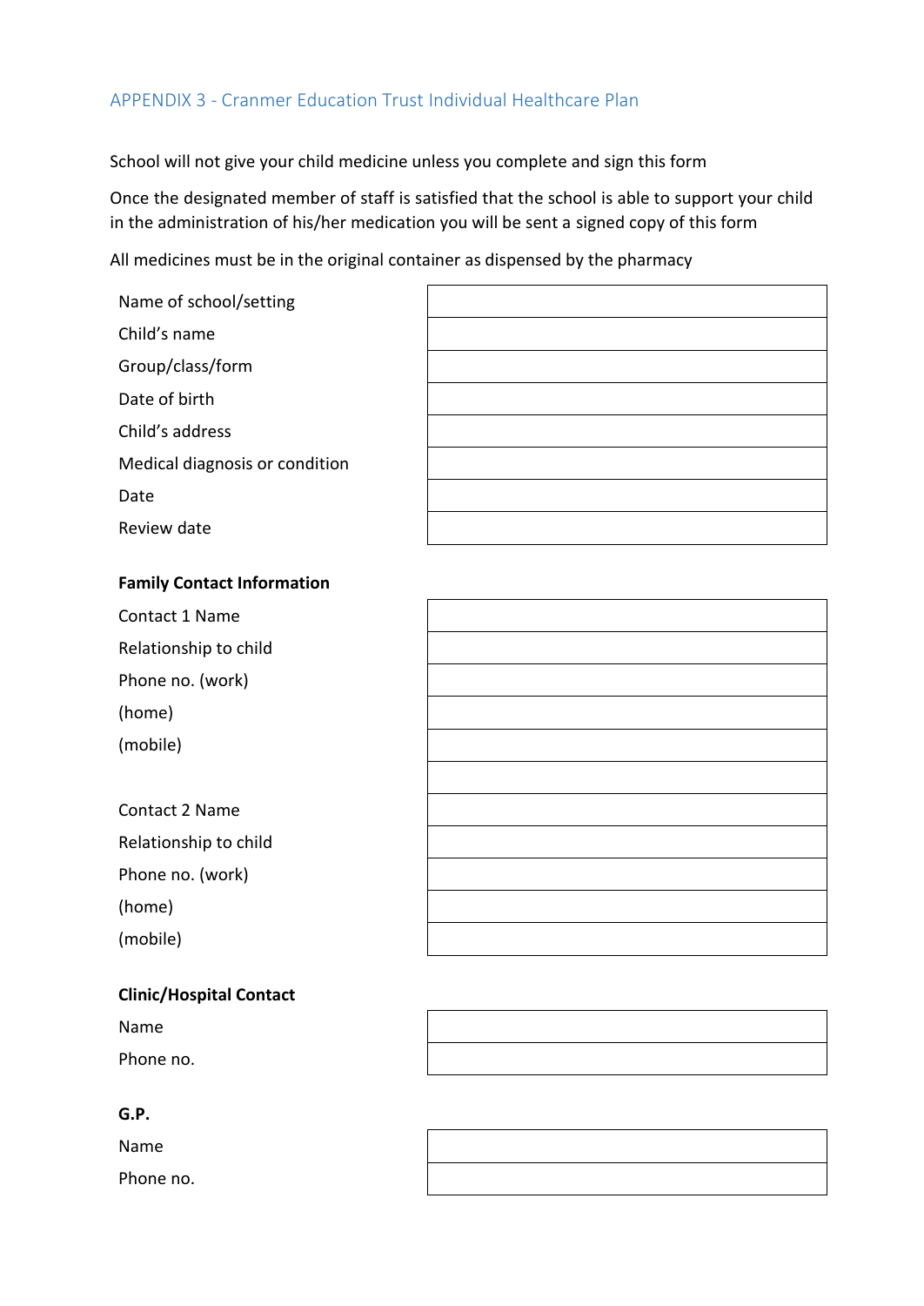## APPENDIX 3 - Cranmer Education Trust Individual Healthcare Plan

School will not give your child medicine unless you complete and sign this form

Once the designated member of staff is satisfied that the school is able to support your child in the administration of his/her medication you will be sent a signed copy of this form

All medicines must be in the original container as dispensed by the pharmacy

| | |
|---|---|
| Name of school/setting | |
| Child's name | |
| Group/class/form | |
| Date of birth | |
| Child's address | |
| Medical diagnosis or condition | |
| Date | |
| Review date | |

**Family Contact Information**

| | |
|---|---|
| Contact 1 Name | |
| Relationship to child | |
| Phone no. (work) | |
| (home) | |
| (mobile) | |
| | |
| Contact 2 Name | |
| Relationship to child | |
| Phone no. (work) | |
| (home) | |
| (mobile) | |

**Clinic/Hospital Contact**

| | |
|---|---|
| Name | |
| Phone no. | |

**G.P.**

| | |
|---|---|
| Name | |
| Phone no. | |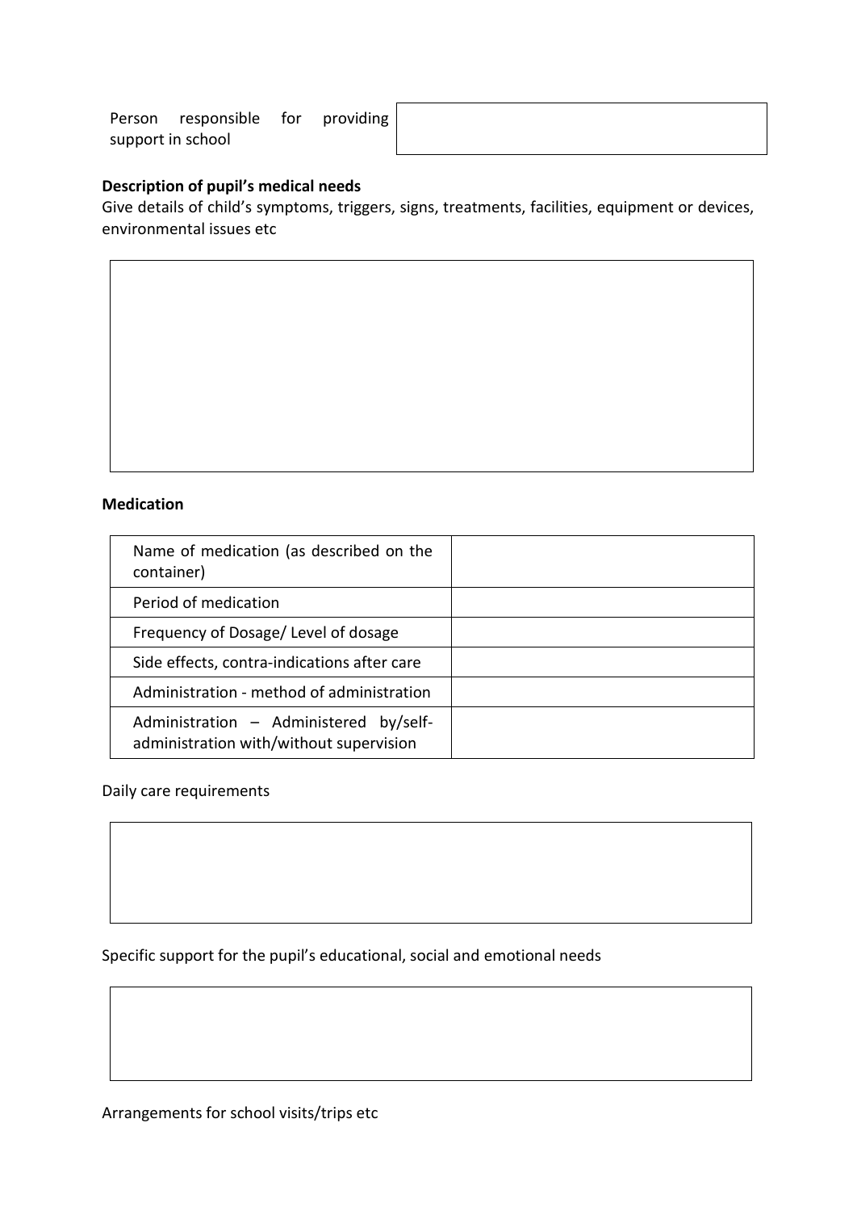| Person responsible for providing support in school | |
|---|---|

**Description of pupil's medical needs**

Give details of child's symptoms, triggers, signs, treatments, facilities, equipment or devices, environmental issues etc

| |
|---|
| |

**Medication**

| Name of medication (as described on the container) | |
|---|---|
| Period of medication | |
| Frequency of Dosage/ Level of dosage | |
| Side effects, contra-indications after care | |
| Administration - method of administration | |
| Administration – Administered by/self-administration with/without supervision | |

Daily care requirements

| |
|---|
| |

Specific support for the pupil's educational, social and emotional needs

| |
|---|
| |

Arrangements for school visits/trips etc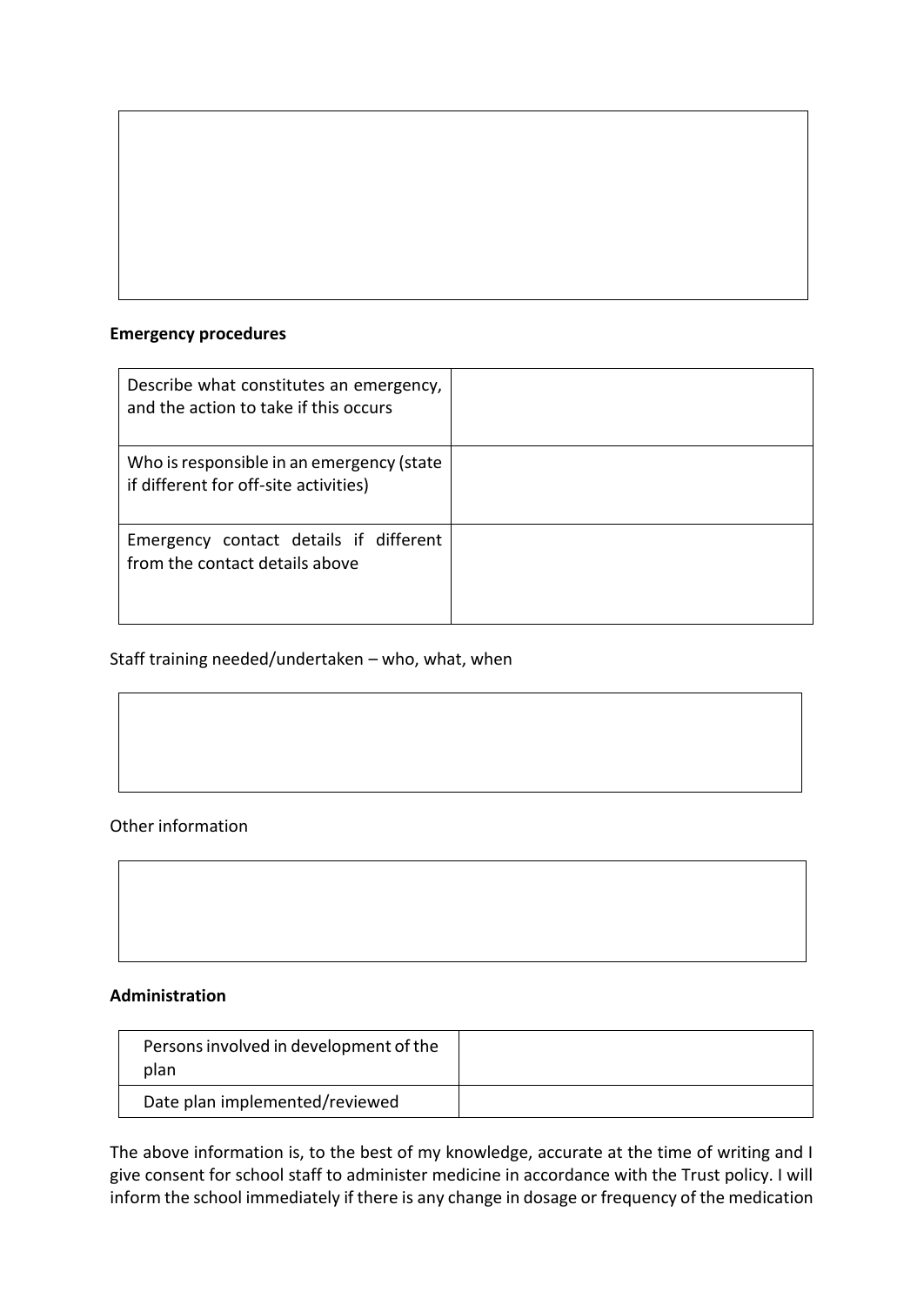**Emergency procedures**

| Describe what constitutes an emergency, and the action to take if this occurs | |
|---|---|
| Who is responsible in an emergency (state if different for off-site activities) | |
| Emergency contact details if different from the contact details above | |

Staff training needed/undertaken – who, what, when

Other information

**Administration**

| Persons involved in development of the plan | |
|---|---|
| Date plan implemented/reviewed | |

The above information is, to the best of my knowledge, accurate at the time of writing and I give consent for school staff to administer medicine in accordance with the Trust policy. I will inform the school immediately if there is any change in dosage or frequency of the medication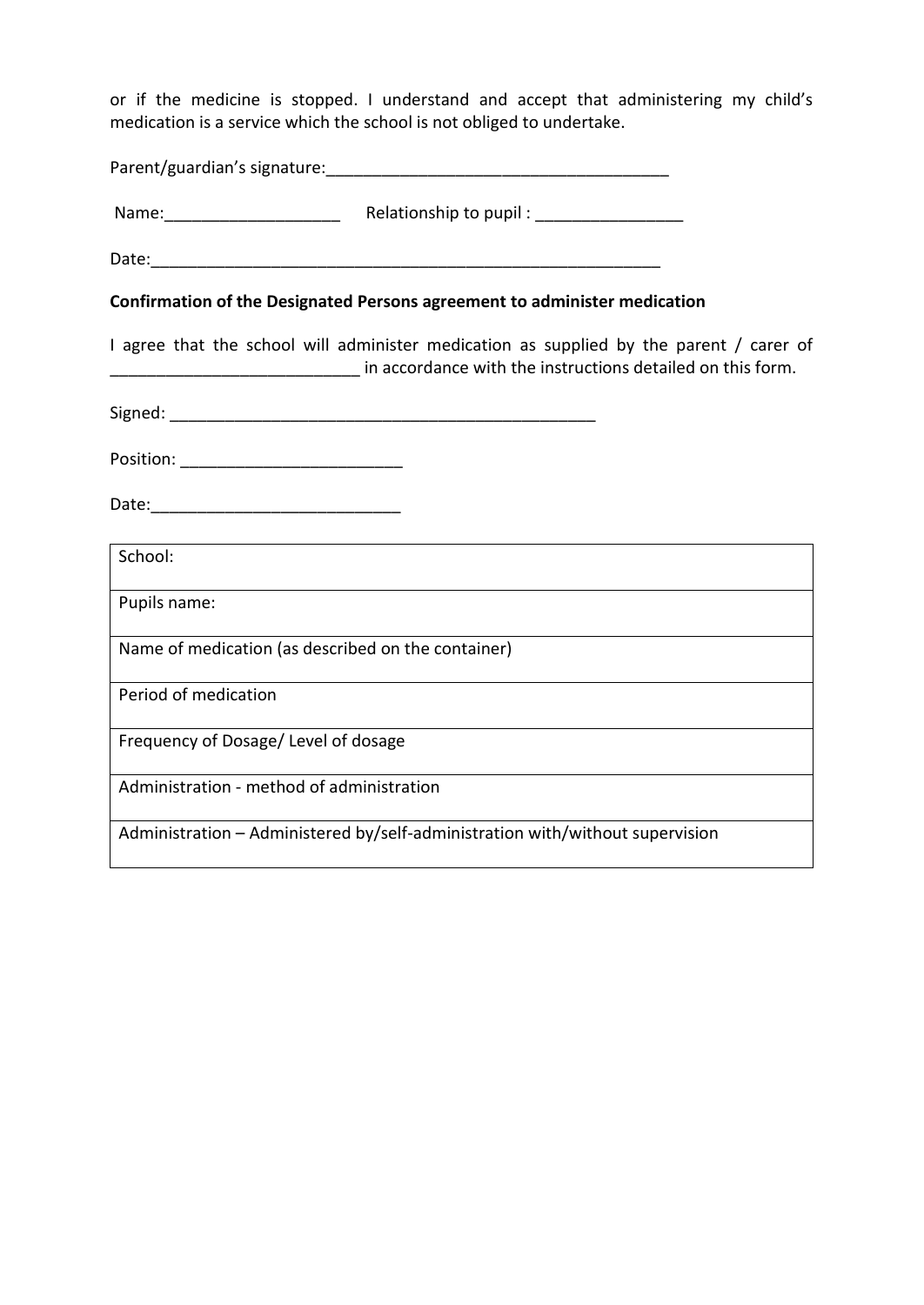or if the medicine is stopped. I understand and accept that administering my child's medication is a service which the school is not obliged to undertake.

Parent/guardian's signature:_______________________________________

Name:___________________ Relationship to pupil : ________________

Date:___________________________________________________________

**Confirmation of the Designated Persons agreement to administer medication**

I agree that the school will administer medication as supplied by the parent / carer of ___________________________ in accordance with the instructions detailed on this form.

Signed: ________________________________________________

Position: ________________________

Date:___________________________

| School: |
|---|
| Pupils name: |
| Name of medication (as described on the container) |
| Period of medication |
| Frequency of Dosage/ Level of dosage |
| Administration - method of administration |
| Administration – Administered by/self-administration with/without supervision |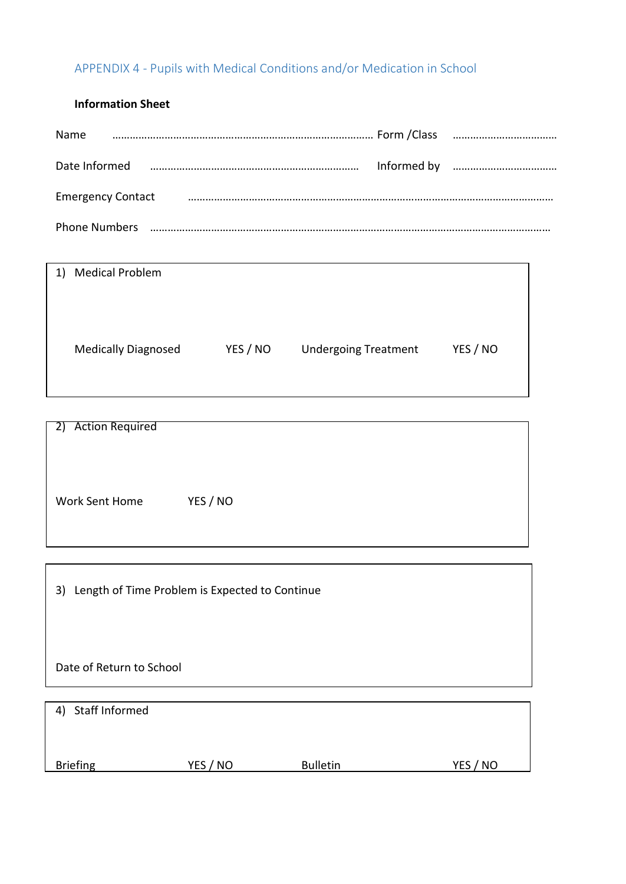## APPENDIX 4 - Pupils with Medical Conditions and/or Medication in School

**Information Sheet**

Name ……………………………………………………………………………… Form /Class ………………………………

Date Informed ……………………………………………………………… Informed by ………………………………

Emergency Contact ……………………………………………………………………………………………………………

Phone Numbers ………………………………………………………………………………………………………………

1) Medical Problem

Medically Diagnosed YES / NO Undergoing Treatment YES / NO

2) Action Required

Work Sent Home YES / NO

3) Length of Time Problem is Expected to Continue

Date of Return to School

4) Staff Informed

Briefing YES / NO Bulletin YES / NO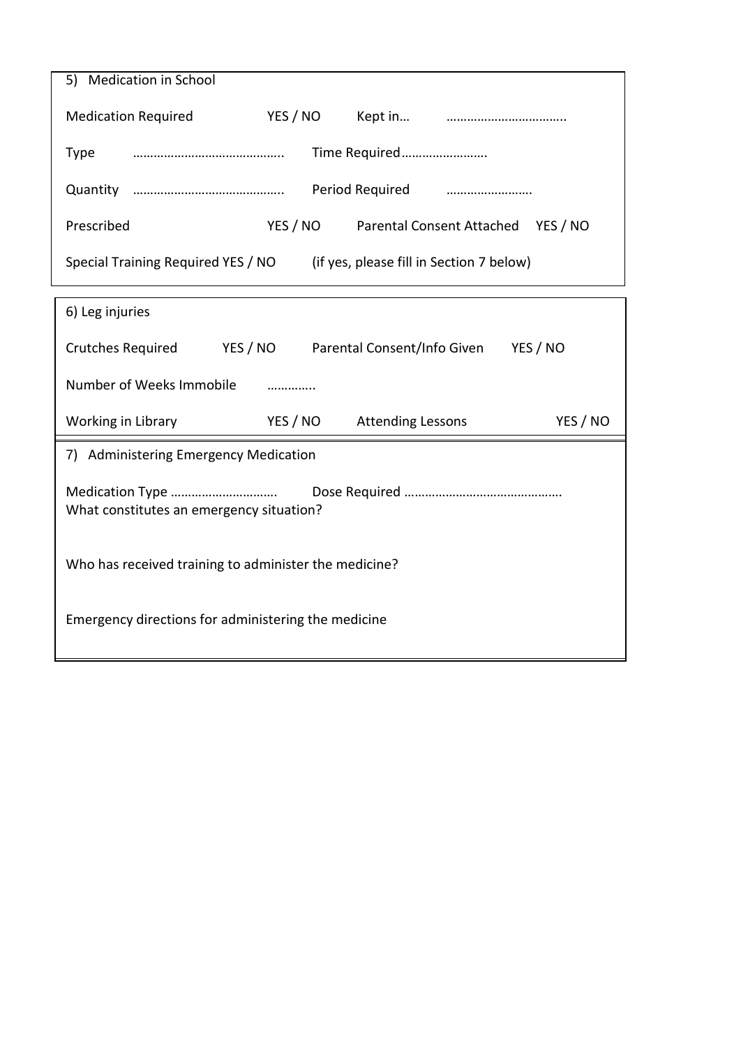5) Medication in School

Medication Required YES / NO Kept in… ……………………………..

Type …………………………………….. Time Required…………………….

Quantity …………………………………….. Period Required …………………….

Prescribed YES / NO Parental Consent Attached YES / NO

Special Training Required YES / NO (if yes, please fill in Section 7 below)

6) Leg injuries

Crutches Required YES / NO Parental Consent/Info Given YES / NO

Number of Weeks Immobile …………..

Working in Library YES / NO Attending Lessons YES / NO

7) Administering Emergency Medication

Medication Type …………………………. Dose Required ……………………………………….
What constitutes an emergency situation?

Who has received training to administer the medicine?

Emergency directions for administering the medicine